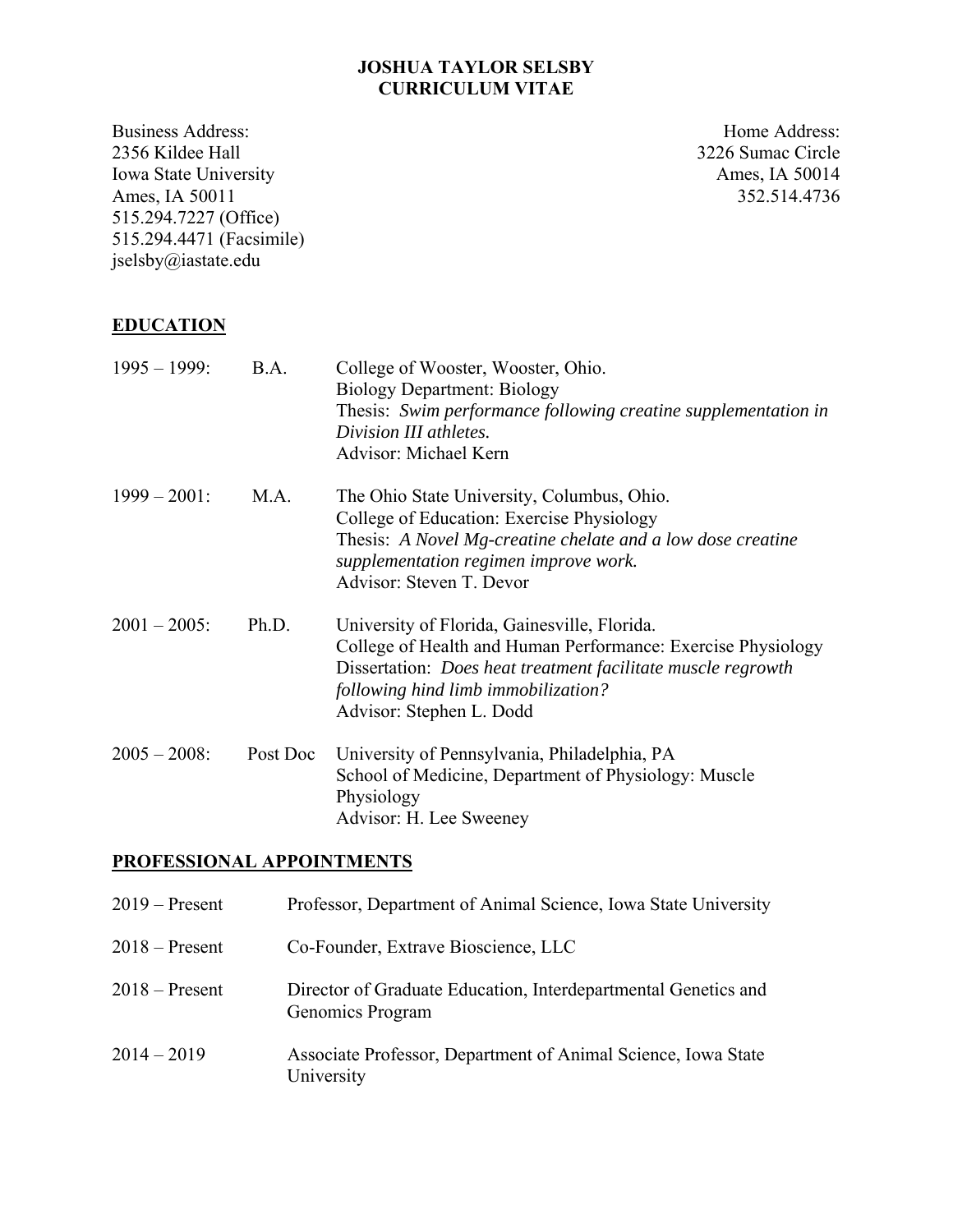# JOSHUA TAYLOR SELSBY
# CURRICULUM VITAE

Business Address:
2356 Kildee Hall
Iowa State University
Ames, IA 50011
515.294.7227 (Office)
515.294.4471 (Facsimile)
jselsby@iastate.edu

Home Address:
3226 Sumac Circle
Ames, IA 50014
352.514.4736

## EDUCATION

| | | |
|---|---|---|
| 1995 – 1999: | B.A. | College of Wooster, Wooster, Ohio.<br>Biology Department: Biology<br>Thesis: *Swim performance following creatine supplementation in Division III athletes.*<br>Advisor: Michael Kern |
| 1999 – 2001: | M.A. | The Ohio State University, Columbus, Ohio.<br>College of Education: Exercise Physiology<br>Thesis: *A Novel Mg-creatine chelate and a low dose creatine supplementation regimen improve work.*<br>Advisor: Steven T. Devor |
| 2001 – 2005: | Ph.D. | University of Florida, Gainesville, Florida.<br>College of Health and Human Performance: Exercise Physiology<br>Dissertation: *Does heat treatment facilitate muscle regrowth following hind limb immobilization?*<br>Advisor: Stephen L. Dodd |
| 2005 – 2008: | Post Doc | University of Pennsylvania, Philadelphia, PA<br>School of Medicine, Department of Physiology: Muscle Physiology<br>Advisor: H. Lee Sweeney |

## PROFESSIONAL APPOINTMENTS

| | |
|---|---|
| 2019 – Present | Professor, Department of Animal Science, Iowa State University |
| 2018 – Present | Co-Founder, Extrave Bioscience, LLC |
| 2018 – Present | Director of Graduate Education, Interdepartmental Genetics and Genomics Program |
| 2014 – 2019 | Associate Professor, Department of Animal Science, Iowa State University |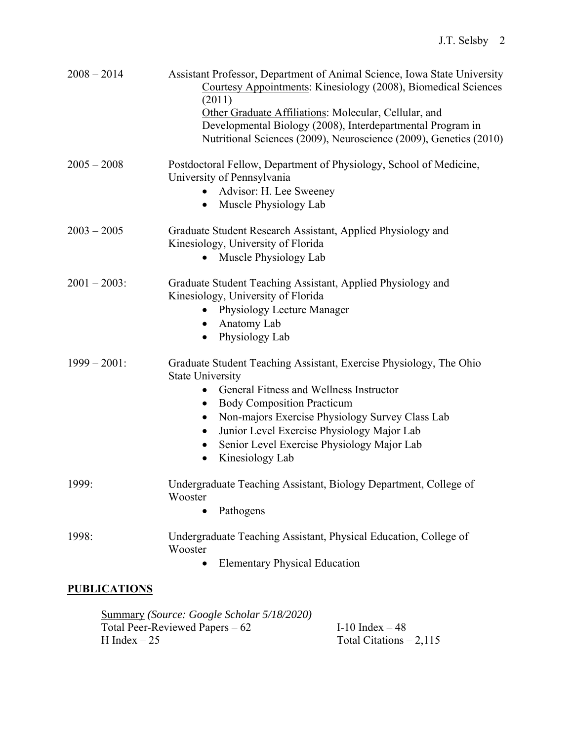2008 – 2014 Assistant Professor, Department of Animal Science, Iowa State University
Courtesy Appointments: Kinesiology (2008), Biomedical Sciences (2011)
Other Graduate Affiliations: Molecular, Cellular, and Developmental Biology (2008), Interdepartmental Program in Nutritional Sciences (2009), Neuroscience (2009), Genetics (2010)

2005 – 2008 Postdoctoral Fellow, Department of Physiology, School of Medicine, University of Pennsylvania

- Advisor: H. Lee Sweeney
- Muscle Physiology Lab

2003 – 2005 Graduate Student Research Assistant, Applied Physiology and Kinesiology, University of Florida

- Muscle Physiology Lab

2001 – 2003: Graduate Student Teaching Assistant, Applied Physiology and Kinesiology, University of Florida

- Physiology Lecture Manager
- Anatomy Lab
- Physiology Lab

1999 – 2001: Graduate Student Teaching Assistant, Exercise Physiology, The Ohio State University

- General Fitness and Wellness Instructor
- Body Composition Practicum
- Non-majors Exercise Physiology Survey Class Lab
- Junior Level Exercise Physiology Major Lab
- Senior Level Exercise Physiology Major Lab
- Kinesiology Lab

1999: Undergraduate Teaching Assistant, Biology Department, College of Wooster

- Pathogens

1998: Undergraduate Teaching Assistant, Physical Education, College of Wooster

- Elementary Physical Education

## PUBLICATIONS

Summary *(Source: Google Scholar 5/18/2020)*

Total Peer-Reviewed Papers – 62
I-10 Index – 48
H Index – 25
Total Citations – 2,115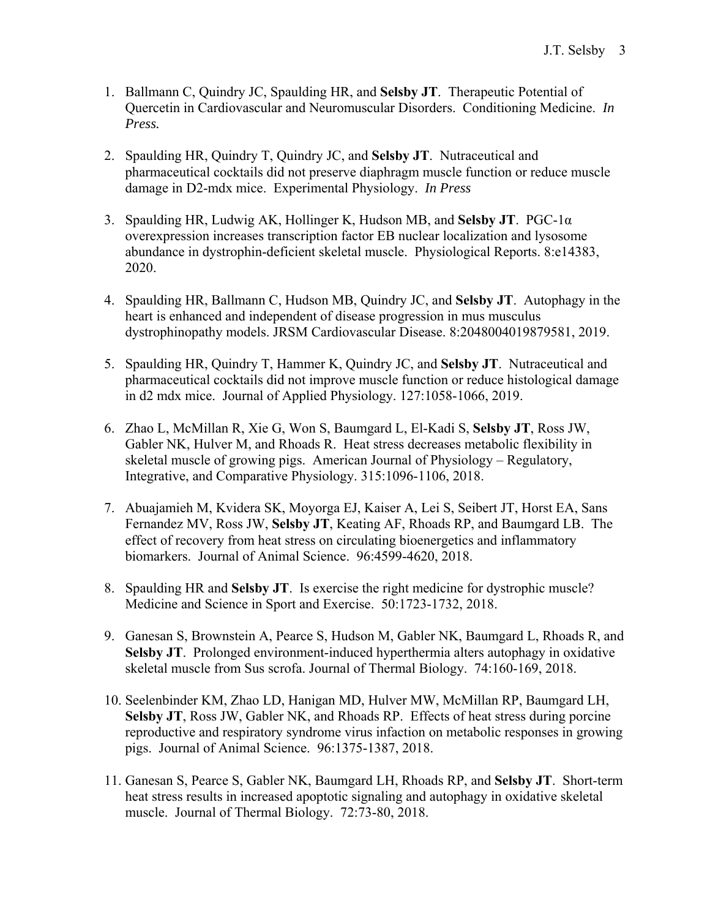1. Ballmann C, Quindry JC, Spaulding HR, and **Selsby JT**. Therapeutic Potential of Quercetin in Cardiovascular and Neuromuscular Disorders. Conditioning Medicine. *In Press.*

2. Spaulding HR, Quindry T, Quindry JC, and **Selsby JT**. Nutraceutical and pharmaceutical cocktails did not preserve diaphragm muscle function or reduce muscle damage in D2-mdx mice. Experimental Physiology. *In Press*

3. Spaulding HR, Ludwig AK, Hollinger K, Hudson MB, and **Selsby JT**. PGC-1α overexpression increases transcription factor EB nuclear localization and lysosome abundance in dystrophin-deficient skeletal muscle. Physiological Reports. 8:e14383, 2020.

4. Spaulding HR, Ballmann C, Hudson MB, Quindry JC, and **Selsby JT**. Autophagy in the heart is enhanced and independent of disease progression in mus musculus dystrophinopathy models. JRSM Cardiovascular Disease. 8:2048004019879581, 2019.

5. Spaulding HR, Quindry T, Hammer K, Quindry JC, and **Selsby JT**. Nutraceutical and pharmaceutical cocktails did not improve muscle function or reduce histological damage in d2 mdx mice. Journal of Applied Physiology. 127:1058-1066, 2019.

6. Zhao L, McMillan R, Xie G, Won S, Baumgard L, El-Kadi S, **Selsby JT**, Ross JW, Gabler NK, Hulver M, and Rhoads R. Heat stress decreases metabolic flexibility in skeletal muscle of growing pigs. American Journal of Physiology – Regulatory, Integrative, and Comparative Physiology. 315:1096-1106, 2018.

7. Abuajamieh M, Kvidera SK, Moyorga EJ, Kaiser A, Lei S, Seibert JT, Horst EA, Sans Fernandez MV, Ross JW, **Selsby JT**, Keating AF, Rhoads RP, and Baumgard LB. The effect of recovery from heat stress on circulating bioenergetics and inflammatory biomarkers. Journal of Animal Science. 96:4599-4620, 2018.

8. Spaulding HR and **Selsby JT**. Is exercise the right medicine for dystrophic muscle? Medicine and Science in Sport and Exercise. 50:1723-1732, 2018.

9. Ganesan S, Brownstein A, Pearce S, Hudson M, Gabler NK, Baumgard L, Rhoads R, and **Selsby JT**. Prolonged environment-induced hyperthermia alters autophagy in oxidative skeletal muscle from Sus scrofa. Journal of Thermal Biology. 74:160-169, 2018.

10. Seelenbinder KM, Zhao LD, Hanigan MD, Hulver MW, McMillan RP, Baumgard LH, **Selsby JT**, Ross JW, Gabler NK, and Rhoads RP. Effects of heat stress during porcine reproductive and respiratory syndrome virus infaction on metabolic responses in growing pigs. Journal of Animal Science. 96:1375-1387, 2018.

11. Ganesan S, Pearce S, Gabler NK, Baumgard LH, Rhoads RP, and **Selsby JT**. Short-term heat stress results in increased apoptotic signaling and autophagy in oxidative skeletal muscle. Journal of Thermal Biology. 72:73-80, 2018.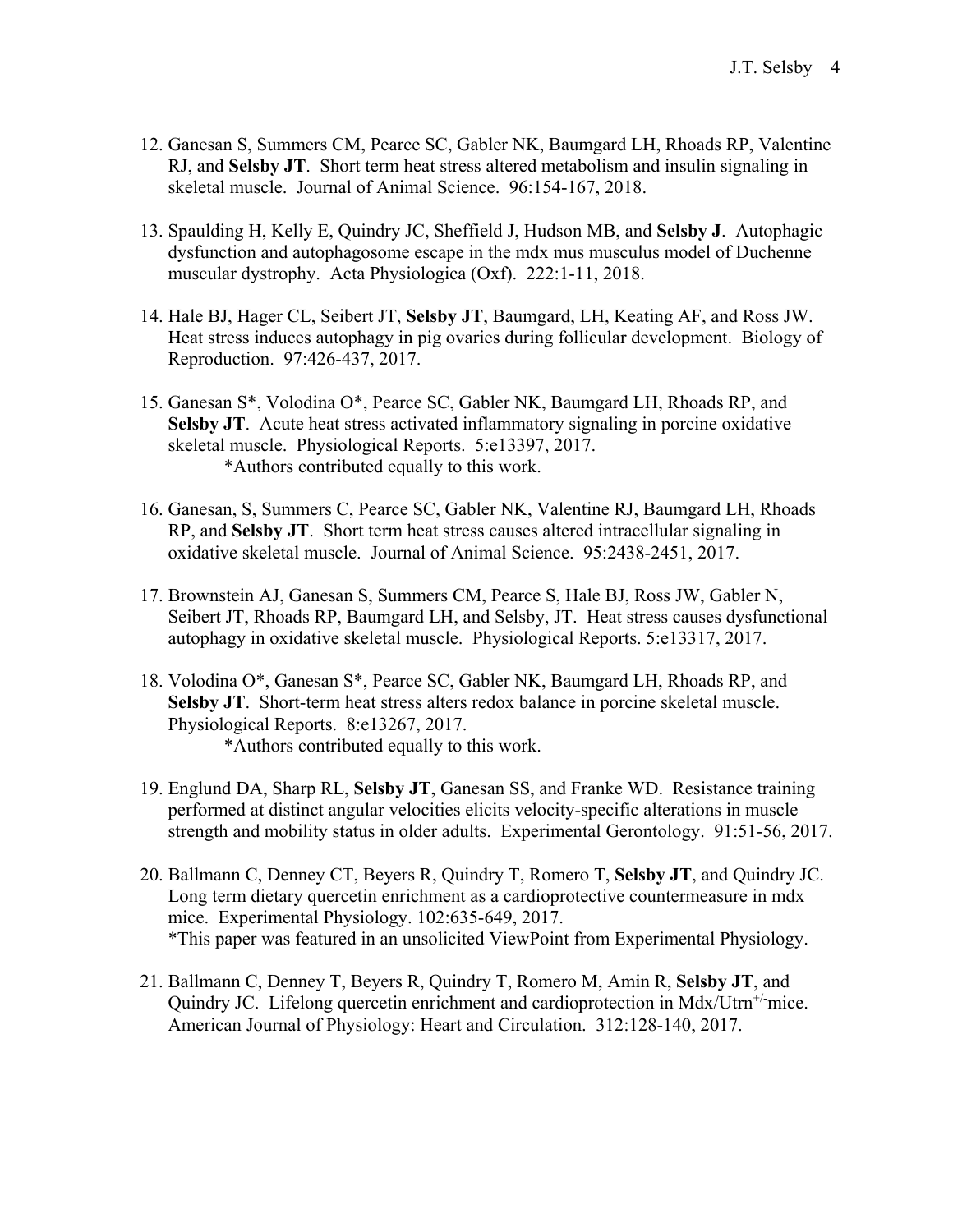12. Ganesan S, Summers CM, Pearce SC, Gabler NK, Baumgard LH, Rhoads RP, Valentine RJ, and **Selsby JT**. Short term heat stress altered metabolism and insulin signaling in skeletal muscle. Journal of Animal Science. 96:154-167, 2018.

13. Spaulding H, Kelly E, Quindry JC, Sheffield J, Hudson MB, and **Selsby J**. Autophagic dysfunction and autophagosome escape in the mdx mus musculus model of Duchenne muscular dystrophy. Acta Physiologica (Oxf). 222:1-11, 2018.

14. Hale BJ, Hager CL, Seibert JT, **Selsby JT**, Baumgard, LH, Keating AF, and Ross JW. Heat stress induces autophagy in pig ovaries during follicular development. Biology of Reproduction. 97:426-437, 2017.

15. Ganesan S*, Volodina O*, Pearce SC, Gabler NK, Baumgard LH, Rhoads RP, and **Selsby JT**. Acute heat stress activated inflammatory signaling in porcine oxidative skeletal muscle. Physiological Reports. 5:e13397, 2017.
    *Authors contributed equally to this work.

16. Ganesan, S, Summers C, Pearce SC, Gabler NK, Valentine RJ, Baumgard LH, Rhoads RP, and **Selsby JT**. Short term heat stress causes altered intracellular signaling in oxidative skeletal muscle. Journal of Animal Science. 95:2438-2451, 2017.

17. Brownstein AJ, Ganesan S, Summers CM, Pearce S, Hale BJ, Ross JW, Gabler N, Seibert JT, Rhoads RP, Baumgard LH, and Selsby, JT. Heat stress causes dysfunctional autophagy in oxidative skeletal muscle. Physiological Reports. 5:e13317, 2017.

18. Volodina O*, Ganesan S*, Pearce SC, Gabler NK, Baumgard LH, Rhoads RP, and **Selsby JT**. Short-term heat stress alters redox balance in porcine skeletal muscle. Physiological Reports. 8:e13267, 2017.
    *Authors contributed equally to this work.

19. Englund DA, Sharp RL, **Selsby JT**, Ganesan SS, and Franke WD. Resistance training performed at distinct angular velocities elicits velocity-specific alterations in muscle strength and mobility status in older adults. Experimental Gerontology. 91:51-56, 2017.

20. Ballmann C, Denney CT, Beyers R, Quindry T, Romero T, **Selsby JT**, and Quindry JC. Long term dietary quercetin enrichment as a cardioprotective countermeasure in mdx mice. Experimental Physiology. 102:635-649, 2017.
    *This paper was featured in an unsolicited ViewPoint from Experimental Physiology.

21. Ballmann C, Denney T, Beyers R, Quindry T, Romero M, Amin R, **Selsby JT**, and Quindry JC. Lifelong quercetin enrichment and cardioprotection in Mdx/Utrn$^{+/-}$mice. American Journal of Physiology: Heart and Circulation. 312:128-140, 2017.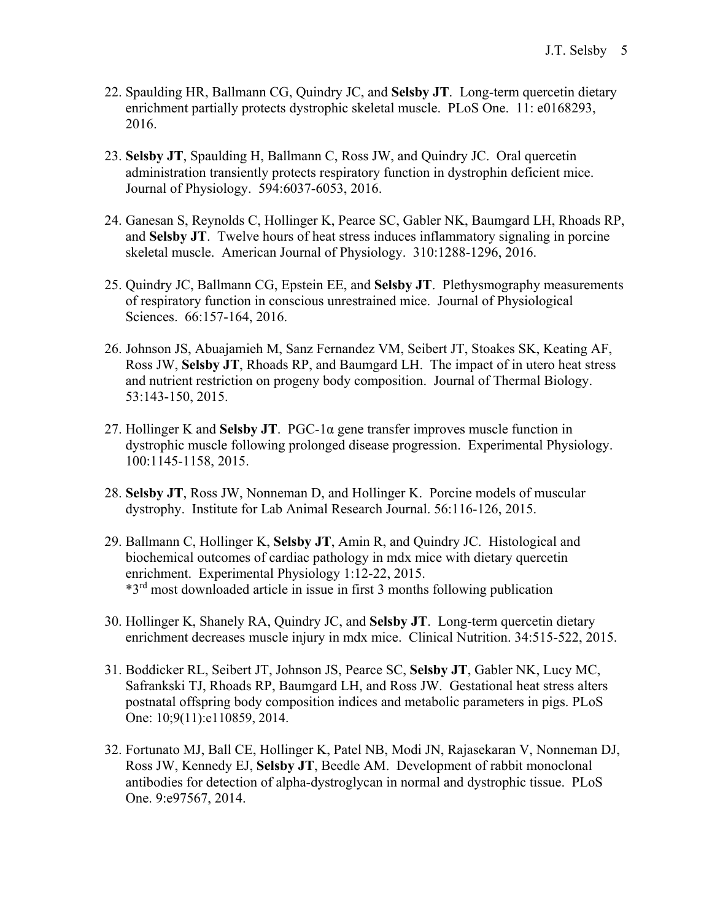22. Spaulding HR, Ballmann CG, Quindry JC, and **Selsby JT**. Long-term quercetin dietary enrichment partially protects dystrophic skeletal muscle. PLoS One. 11: e0168293, 2016.

23. **Selsby JT**, Spaulding H, Ballmann C, Ross JW, and Quindry JC. Oral quercetin administration transiently protects respiratory function in dystrophin deficient mice. Journal of Physiology. 594:6037-6053, 2016.

24. Ganesan S, Reynolds C, Hollinger K, Pearce SC, Gabler NK, Baumgard LH, Rhoads RP, and **Selsby JT**. Twelve hours of heat stress induces inflammatory signaling in porcine skeletal muscle. American Journal of Physiology. 310:1288-1296, 2016.

25. Quindry JC, Ballmann CG, Epstein EE, and **Selsby JT**. Plethysmography measurements of respiratory function in conscious unrestrained mice. Journal of Physiological Sciences. 66:157-164, 2016.

26. Johnson JS, Abuajamieh M, Sanz Fernandez VM, Seibert JT, Stoakes SK, Keating AF, Ross JW, **Selsby JT**, Rhoads RP, and Baumgard LH. The impact of in utero heat stress and nutrient restriction on progeny body composition. Journal of Thermal Biology. 53:143-150, 2015.

27. Hollinger K and **Selsby JT**. PGC-1α gene transfer improves muscle function in dystrophic muscle following prolonged disease progression. Experimental Physiology. 100:1145-1158, 2015.

28. **Selsby JT**, Ross JW, Nonneman D, and Hollinger K. Porcine models of muscular dystrophy. Institute for Lab Animal Research Journal. 56:116-126, 2015.

29. Ballmann C, Hollinger K, **Selsby JT**, Amin R, and Quindry JC. Histological and biochemical outcomes of cardiac pathology in mdx mice with dietary quercetin enrichment. Experimental Physiology 1:12-22, 2015.
*3rd most downloaded article in issue in first 3 months following publication

30. Hollinger K, Shanely RA, Quindry JC, and **Selsby JT**. Long-term quercetin dietary enrichment decreases muscle injury in mdx mice. Clinical Nutrition. 34:515-522, 2015.

31. Boddicker RL, Seibert JT, Johnson JS, Pearce SC, **Selsby JT**, Gabler NK, Lucy MC, Safrankski TJ, Rhoads RP, Baumgard LH, and Ross JW. Gestational heat stress alters postnatal offspring body composition indices and metabolic parameters in pigs. PLoS One: 10;9(11):e110859, 2014.

32. Fortunato MJ, Ball CE, Hollinger K, Patel NB, Modi JN, Rajasekaran V, Nonneman DJ, Ross JW, Kennedy EJ, **Selsby JT**, Beedle AM. Development of rabbit monoclonal antibodies for detection of alpha-dystroglycan in normal and dystrophic tissue. PLoS One. 9:e97567, 2014.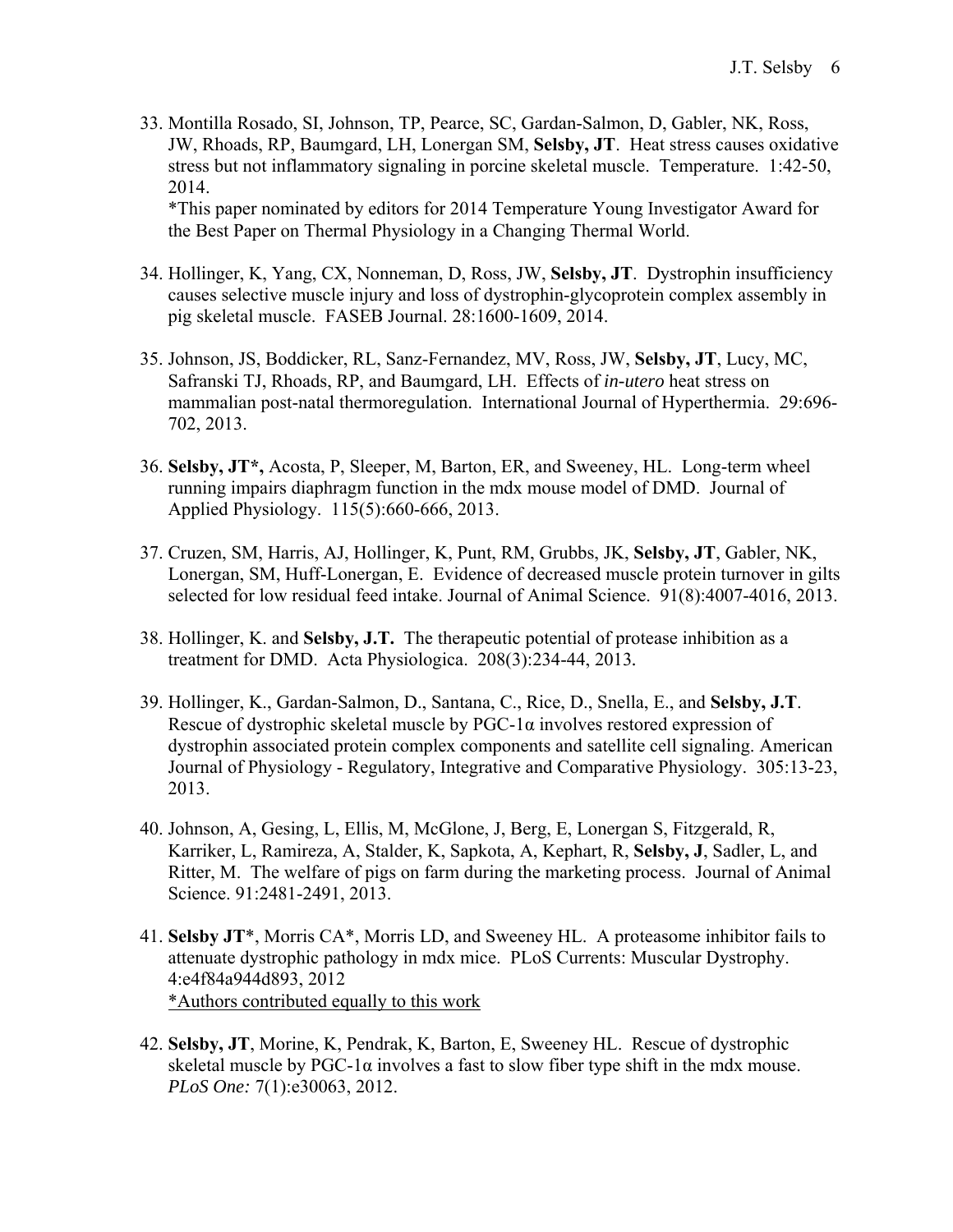33. Montilla Rosado, SI, Johnson, TP, Pearce, SC, Gardan-Salmon, D, Gabler, NK, Ross, JW, Rhoads, RP, Baumgard, LH, Lonergan SM, **Selsby, JT**. Heat stress causes oxidative stress but not inflammatory signaling in porcine skeletal muscle. Temperature. 1:42-50, 2014.
*This paper nominated by editors for 2014 Temperature Young Investigator Award for the Best Paper on Thermal Physiology in a Changing Thermal World.

34. Hollinger, K, Yang, CX, Nonneman, D, Ross, JW, **Selsby, JT**. Dystrophin insufficiency causes selective muscle injury and loss of dystrophin-glycoprotein complex assembly in pig skeletal muscle. FASEB Journal. 28:1600-1609, 2014.

35. Johnson, JS, Boddicker, RL, Sanz-Fernandez, MV, Ross, JW, **Selsby, JT**, Lucy, MC, Safranski TJ, Rhoads, RP, and Baumgard, LH. Effects of *in-utero* heat stress on mammalian post-natal thermoregulation. International Journal of Hyperthermia. 29:696-702, 2013.

36. **Selsby, JT*,** Acosta, P, Sleeper, M, Barton, ER, and Sweeney, HL. Long-term wheel running impairs diaphragm function in the mdx mouse model of DMD. Journal of Applied Physiology. 115(5):660-666, 2013.

37. Cruzen, SM, Harris, AJ, Hollinger, K, Punt, RM, Grubbs, JK, **Selsby, JT**, Gabler, NK, Lonergan, SM, Huff-Lonergan, E. Evidence of decreased muscle protein turnover in gilts selected for low residual feed intake. Journal of Animal Science. 91(8):4007-4016, 2013.

38. Hollinger, K. and **Selsby, J.T.** The therapeutic potential of protease inhibition as a treatment for DMD. Acta Physiologica. 208(3):234-44, 2013.

39. Hollinger, K., Gardan-Salmon, D., Santana, C., Rice, D., Snella, E., and **Selsby, J.T**. Rescue of dystrophic skeletal muscle by PGC-1α involves restored expression of dystrophin associated protein complex components and satellite cell signaling. American Journal of Physiology - Regulatory, Integrative and Comparative Physiology. 305:13-23, 2013.

40. Johnson, A, Gesing, L, Ellis, M, McGlone, J, Berg, E, Lonergan S, Fitzgerald, R, Karriker, L, Ramireza, A, Stalder, K, Sapkota, A, Kephart, R, **Selsby, J**, Sadler, L, and Ritter, M. The welfare of pigs on farm during the marketing process. Journal of Animal Science. 91:2481-2491, 2013.

41. **Selsby JT***, Morris CA*, Morris LD, and Sweeney HL. A proteasome inhibitor fails to attenuate dystrophic pathology in mdx mice. PLoS Currents: Muscular Dystrophy. 4:e4f84a944d893, 2012
<u>*Authors contributed equally to this work</u>

42. **Selsby, JT**, Morine, K, Pendrak, K, Barton, E, Sweeney HL. Rescue of dystrophic skeletal muscle by PGC-1α involves a fast to slow fiber type shift in the mdx mouse. *PLoS One:* 7(1):e30063, 2012.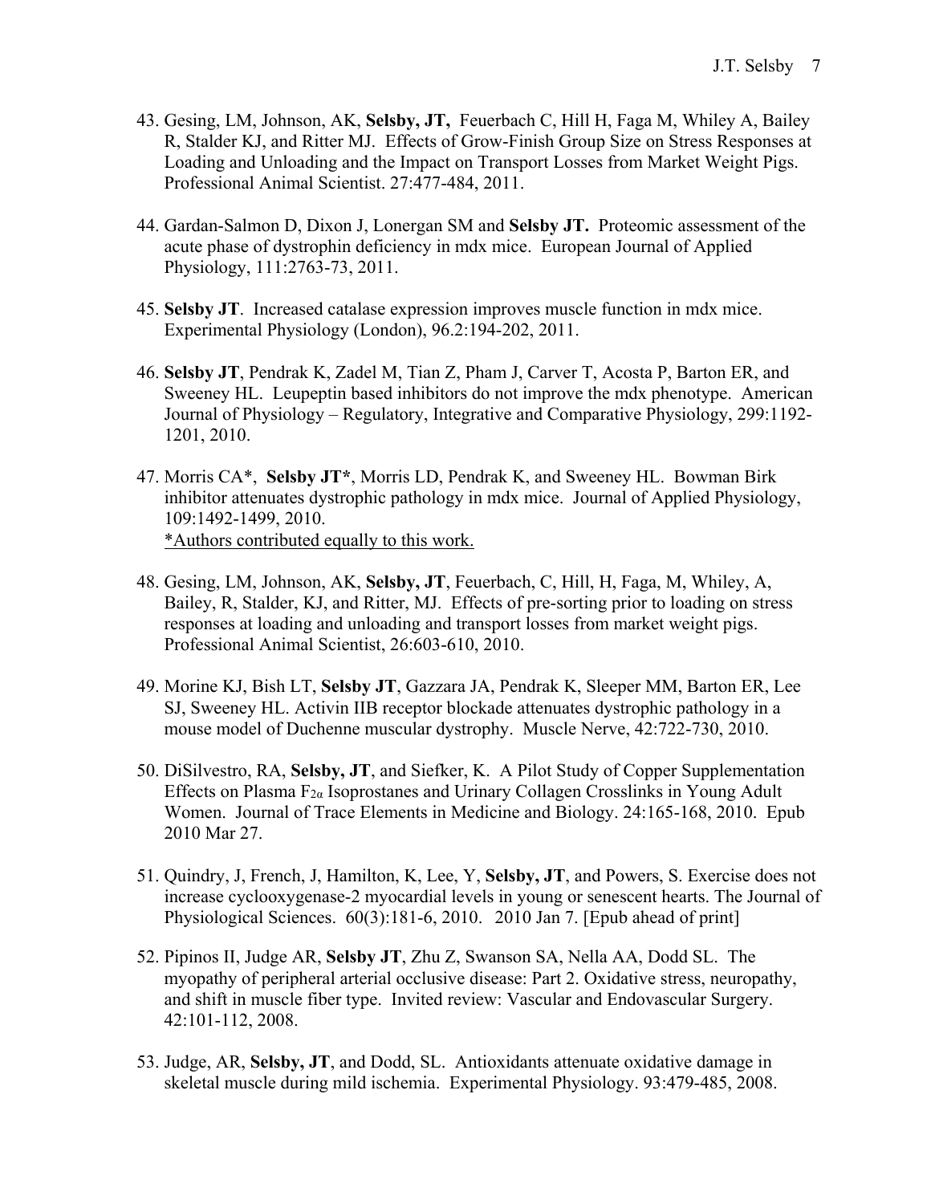43. Gesing, LM, Johnson, AK, **Selsby, JT,** Feuerbach C, Hill H, Faga M, Whiley A, Bailey R, Stalder KJ, and Ritter MJ. Effects of Grow-Finish Group Size on Stress Responses at Loading and Unloading and the Impact on Transport Losses from Market Weight Pigs. Professional Animal Scientist. 27:477-484, 2011.

44. Gardan-Salmon D, Dixon J, Lonergan SM and **Selsby JT.** Proteomic assessment of the acute phase of dystrophin deficiency in mdx mice. European Journal of Applied Physiology, 111:2763-73, 2011.

45. **Selsby JT**. Increased catalase expression improves muscle function in mdx mice. Experimental Physiology (London), 96.2:194-202, 2011.

46. **Selsby JT**, Pendrak K, Zadel M, Tian Z, Pham J, Carver T, Acosta P, Barton ER, and Sweeney HL. Leupeptin based inhibitors do not improve the mdx phenotype. American Journal of Physiology – Regulatory, Integrative and Comparative Physiology, 299:1192-1201, 2010.

47. Morris CA*, **Selsby JT***, Morris LD, Pendrak K, and Sweeney HL. Bowman Birk inhibitor attenuates dystrophic pathology in mdx mice. Journal of Applied Physiology, 109:1492-1499, 2010.
    <u>*Authors contributed equally to this work.</u>

48. Gesing, LM, Johnson, AK, **Selsby, JT**, Feuerbach, C, Hill, H, Faga, M, Whiley, A, Bailey, R, Stalder, KJ, and Ritter, MJ. Effects of pre-sorting prior to loading on stress responses at loading and unloading and transport losses from market weight pigs. Professional Animal Scientist, 26:603-610, 2010.

49. Morine KJ, Bish LT, **Selsby JT**, Gazzara JA, Pendrak K, Sleeper MM, Barton ER, Lee SJ, Sweeney HL. Activin IIB receptor blockade attenuates dystrophic pathology in a mouse model of Duchenne muscular dystrophy. Muscle Nerve, 42:722-730, 2010.

50. DiSilvestro, RA, **Selsby, JT**, and Siefker, K. A Pilot Study of Copper Supplementation Effects on Plasma $F_{2\alpha}$ Isoprostanes and Urinary Collagen Crosslinks in Young Adult Women. Journal of Trace Elements in Medicine and Biology. 24:165-168, 2010. Epub 2010 Mar 27.

51. Quindry, J, French, J, Hamilton, K, Lee, Y, **Selsby, JT**, and Powers, S. Exercise does not increase cyclooxygenase-2 myocardial levels in young or senescent hearts. The Journal of Physiological Sciences. 60(3):181-6, 2010. 2010 Jan 7. [Epub ahead of print]

52. Pipinos II, Judge AR, **Selsby JT**, Zhu Z, Swanson SA, Nella AA, Dodd SL. The myopathy of peripheral arterial occlusive disease: Part 2. Oxidative stress, neuropathy, and shift in muscle fiber type. Invited review: Vascular and Endovascular Surgery. 42:101-112, 2008.

53. Judge, AR, **Selsby, JT**, and Dodd, SL. Antioxidants attenuate oxidative damage in skeletal muscle during mild ischemia. Experimental Physiology. 93:479-485, 2008.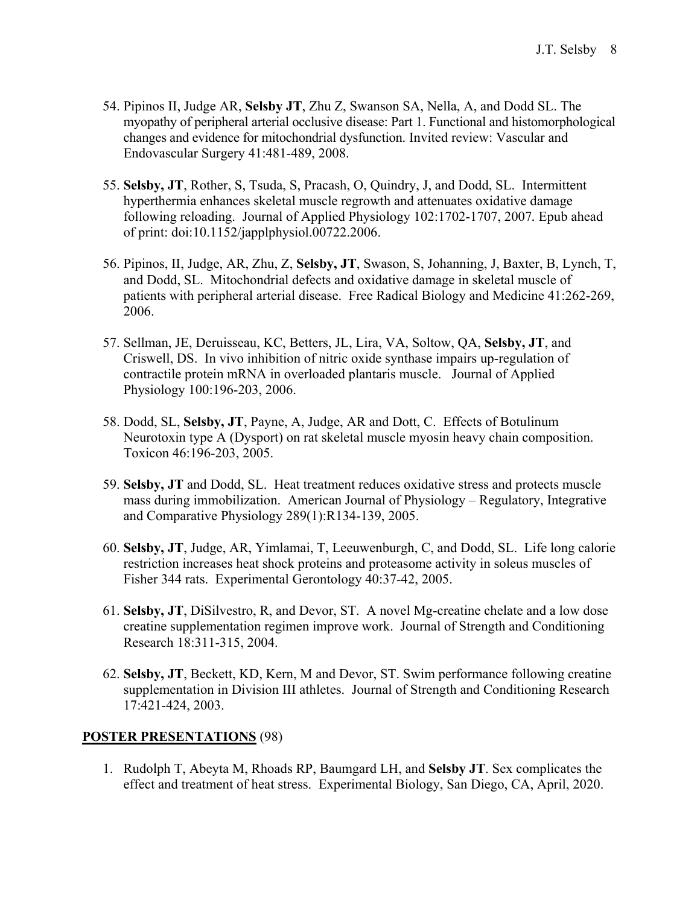54. Pipinos II, Judge AR, **Selsby JT**, Zhu Z, Swanson SA, Nella, A, and Dodd SL. The myopathy of peripheral arterial occlusive disease: Part 1. Functional and histomorphological changes and evidence for mitochondrial dysfunction. Invited review: Vascular and Endovascular Surgery 41:481-489, 2008.

55. **Selsby, JT**, Rother, S, Tsuda, S, Pracash, O, Quindry, J, and Dodd, SL. Intermittent hyperthermia enhances skeletal muscle regrowth and attenuates oxidative damage following reloading. Journal of Applied Physiology 102:1702-1707, 2007. Epub ahead of print: doi:10.1152/japplphysiol.00722.2006.

56. Pipinos, II, Judge, AR, Zhu, Z, **Selsby, JT**, Swason, S, Johanning, J, Baxter, B, Lynch, T, and Dodd, SL. Mitochondrial defects and oxidative damage in skeletal muscle of patients with peripheral arterial disease. Free Radical Biology and Medicine 41:262-269, 2006.

57. Sellman, JE, Deruisseau, KC, Betters, JL, Lira, VA, Soltow, QA, **Selsby, JT**, and Criswell, DS. In vivo inhibition of nitric oxide synthase impairs up-regulation of contractile protein mRNA in overloaded plantaris muscle. Journal of Applied Physiology 100:196-203, 2006.

58. Dodd, SL, **Selsby, JT**, Payne, A, Judge, AR and Dott, C. Effects of Botulinum Neurotoxin type A (Dysport) on rat skeletal muscle myosin heavy chain composition. Toxicon 46:196-203, 2005.

59. **Selsby, JT** and Dodd, SL. Heat treatment reduces oxidative stress and protects muscle mass during immobilization. American Journal of Physiology – Regulatory, Integrative and Comparative Physiology 289(1):R134-139, 2005.

60. **Selsby, JT**, Judge, AR, Yimlamai, T, Leeuwenburgh, C, and Dodd, SL. Life long calorie restriction increases heat shock proteins and proteasome activity in soleus muscles of Fisher 344 rats. Experimental Gerontology 40:37-42, 2005.

61. **Selsby, JT**, DiSilvestro, R, and Devor, ST. A novel Mg-creatine chelate and a low dose creatine supplementation regimen improve work. Journal of Strength and Conditioning Research 18:311-315, 2004.

62. **Selsby, JT**, Beckett, KD, Kern, M and Devor, ST. Swim performance following creatine supplementation in Division III athletes. Journal of Strength and Conditioning Research 17:421-424, 2003.

## POSTER PRESENTATIONS (98)

1. Rudolph T, Abeyta M, Rhoads RP, Baumgard LH, and **Selsby JT**. Sex complicates the effect and treatment of heat stress. Experimental Biology, San Diego, CA, April, 2020.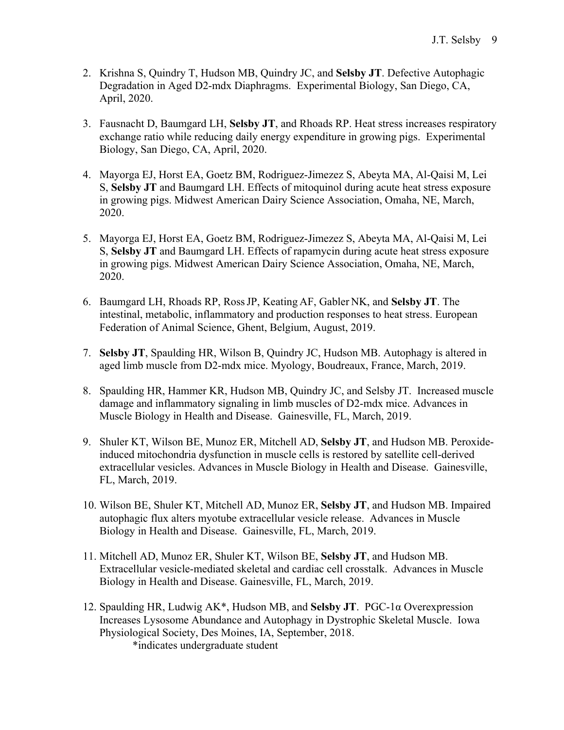2. Krishna S, Quindry T, Hudson MB, Quindry JC, and **Selsby JT**. Defective Autophagic Degradation in Aged D2-mdx Diaphragms. Experimental Biology, San Diego, CA, April, 2020.

3. Fausnacht D, Baumgard LH, **Selsby JT**, and Rhoads RP. Heat stress increases respiratory exchange ratio while reducing daily energy expenditure in growing pigs. Experimental Biology, San Diego, CA, April, 2020.

4. Mayorga EJ, Horst EA, Goetz BM, Rodriguez-Jimezez S, Abeyta MA, Al-Qaisi M, Lei S, **Selsby JT** and Baumgard LH. Effects of mitoquinol during acute heat stress exposure in growing pigs. Midwest American Dairy Science Association, Omaha, NE, March, 2020.

5. Mayorga EJ, Horst EA, Goetz BM, Rodriguez-Jimezez S, Abeyta MA, Al-Qaisi M, Lei S, **Selsby JT** and Baumgard LH. Effects of rapamycin during acute heat stress exposure in growing pigs. Midwest American Dairy Science Association, Omaha, NE, March, 2020.

6. Baumgard LH, Rhoads RP, Ross JP, Keating AF, Gabler NK, and **Selsby JT**. The intestinal, metabolic, inflammatory and production responses to heat stress. European Federation of Animal Science, Ghent, Belgium, August, 2019.

7. **Selsby JT**, Spaulding HR, Wilson B, Quindry JC, Hudson MB. Autophagy is altered in aged limb muscle from D2-mdx mice. Myology, Boudreaux, France, March, 2019.

8. Spaulding HR, Hammer KR, Hudson MB, Quindry JC, and Selsby JT. Increased muscle damage and inflammatory signaling in limb muscles of D2-mdx mice. Advances in Muscle Biology in Health and Disease. Gainesville, FL, March, 2019.

9. Shuler KT, Wilson BE, Munoz ER, Mitchell AD, **Selsby JT**, and Hudson MB. Peroxide-induced mitochondria dysfunction in muscle cells is restored by satellite cell-derived extracellular vesicles. Advances in Muscle Biology in Health and Disease. Gainesville, FL, March, 2019.

10. Wilson BE, Shuler KT, Mitchell AD, Munoz ER, **Selsby JT**, and Hudson MB. Impaired autophagic flux alters myotube extracellular vesicle release. Advances in Muscle Biology in Health and Disease. Gainesville, FL, March, 2019.

11. Mitchell AD, Munoz ER, Shuler KT, Wilson BE, **Selsby JT**, and Hudson MB. Extracellular vesicle-mediated skeletal and cardiac cell crosstalk. Advances in Muscle Biology in Health and Disease. Gainesville, FL, March, 2019.

12. Spaulding HR, Ludwig AK*, Hudson MB, and **Selsby JT**. PGC-1α Overexpression Increases Lysosome Abundance and Autophagy in Dystrophic Skeletal Muscle. Iowa Physiological Society, Des Moines, IA, September, 2018.
    *indicates undergraduate student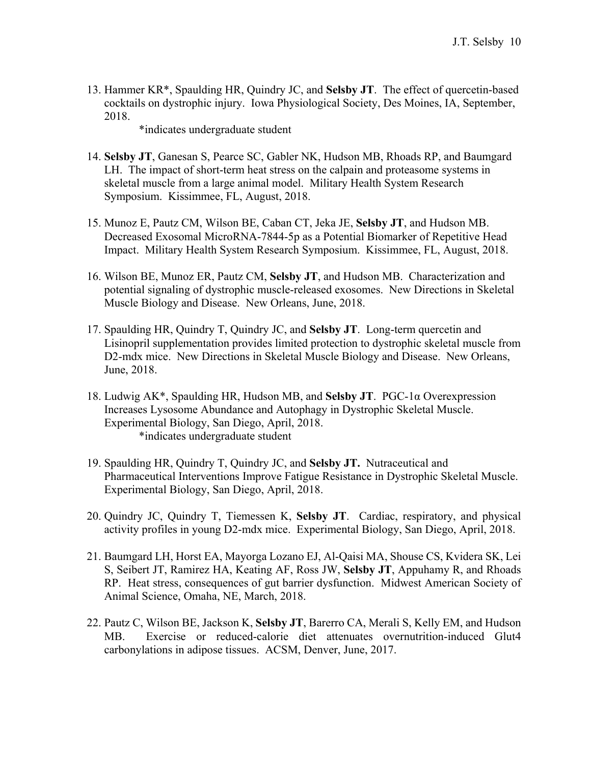13. Hammer KR*, Spaulding HR, Quindry JC, and **Selsby JT**. The effect of quercetin-based cocktails on dystrophic injury. Iowa Physiological Society, Des Moines, IA, September, 2018.
    *indicates undergraduate student

14. **Selsby JT**, Ganesan S, Pearce SC, Gabler NK, Hudson MB, Rhoads RP, and Baumgard LH. The impact of short-term heat stress on the calpain and proteasome systems in skeletal muscle from a large animal model. Military Health System Research Symposium. Kissimmee, FL, August, 2018.

15. Munoz E, Pautz CM, Wilson BE, Caban CT, Jeka JE, **Selsby JT**, and Hudson MB. Decreased Exosomal MicroRNA-7844-5p as a Potential Biomarker of Repetitive Head Impact. Military Health System Research Symposium. Kissimmee, FL, August, 2018.

16. Wilson BE, Munoz ER, Pautz CM, **Selsby JT**, and Hudson MB. Characterization and potential signaling of dystrophic muscle-released exosomes. New Directions in Skeletal Muscle Biology and Disease. New Orleans, June, 2018.

17. Spaulding HR, Quindry T, Quindry JC, and **Selsby JT**. Long-term quercetin and Lisinopril supplementation provides limited protection to dystrophic skeletal muscle from D2-mdx mice. New Directions in Skeletal Muscle Biology and Disease. New Orleans, June, 2018.

18. Ludwig AK*, Spaulding HR, Hudson MB, and **Selsby JT**. PGC-1α Overexpression Increases Lysosome Abundance and Autophagy in Dystrophic Skeletal Muscle. Experimental Biology, San Diego, April, 2018.
    *indicates undergraduate student

19. Spaulding HR, Quindry T, Quindry JC, and **Selsby JT.** Nutraceutical and Pharmaceutical Interventions Improve Fatigue Resistance in Dystrophic Skeletal Muscle. Experimental Biology, San Diego, April, 2018.

20. Quindry JC, Quindry T, Tiemessen K, **Selsby JT**. Cardiac, respiratory, and physical activity profiles in young D2-mdx mice. Experimental Biology, San Diego, April, 2018.

21. Baumgard LH, Horst EA, Mayorga Lozano EJ, Al-Qaisi MA, Shouse CS, Kvidera SK, Lei S, Seibert JT, Ramirez HA, Keating AF, Ross JW, **Selsby JT**, Appuhamy R, and Rhoads RP. Heat stress, consequences of gut barrier dysfunction. Midwest American Society of Animal Science, Omaha, NE, March, 2018.

22. Pautz C, Wilson BE, Jackson K, **Selsby JT**, Barerro CA, Merali S, Kelly EM, and Hudson MB. Exercise or reduced-calorie diet attenuates overnutrition-induced Glut4 carbonylations in adipose tissues. ACSM, Denver, June, 2017.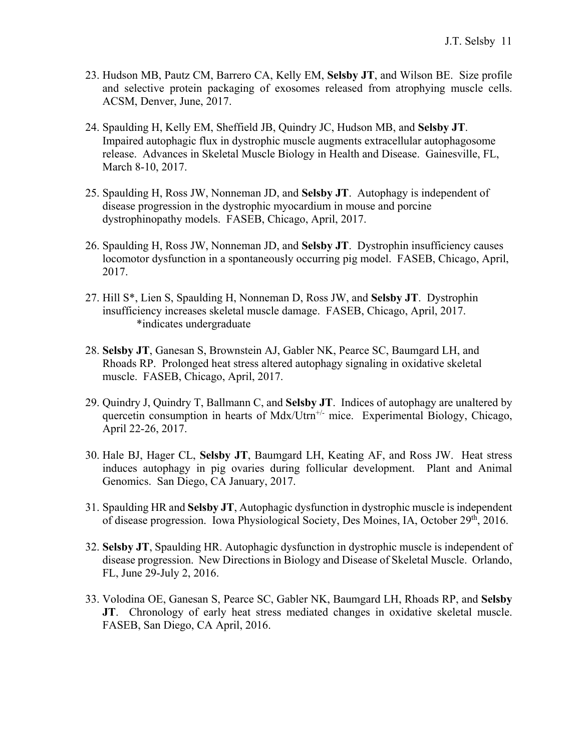23. Hudson MB, Pautz CM, Barrero CA, Kelly EM, **Selsby JT**, and Wilson BE. Size profile and selective protein packaging of exosomes released from atrophying muscle cells. ACSM, Denver, June, 2017.

24. Spaulding H, Kelly EM, Sheffield JB, Quindry JC, Hudson MB, and **Selsby JT**. Impaired autophagic flux in dystrophic muscle augments extracellular autophagosome release. Advances in Skeletal Muscle Biology in Health and Disease. Gainesville, FL, March 8-10, 2017.

25. Spaulding H, Ross JW, Nonneman JD, and **Selsby JT**. Autophagy is independent of disease progression in the dystrophic myocardium in mouse and porcine dystrophinopathy models. FASEB, Chicago, April, 2017.

26. Spaulding H, Ross JW, Nonneman JD, and **Selsby JT**. Dystrophin insufficiency causes locomotor dysfunction in a spontaneously occurring pig model. FASEB, Chicago, April, 2017.

27. Hill S*, Lien S, Spaulding H, Nonneman D, Ross JW, and **Selsby JT**. Dystrophin insufficiency increases skeletal muscle damage. FASEB, Chicago, April, 2017.
    *indicates undergraduate

28. **Selsby JT**, Ganesan S, Brownstein AJ, Gabler NK, Pearce SC, Baumgard LH, and Rhoads RP. Prolonged heat stress altered autophagy signaling in oxidative skeletal muscle. FASEB, Chicago, April, 2017.

29. Quindry J, Quindry T, Ballmann C, and **Selsby JT**. Indices of autophagy are unaltered by quercetin consumption in hearts of Mdx/Utrn$^{+/-}$ mice. Experimental Biology, Chicago, April 22-26, 2017.

30. Hale BJ, Hager CL, **Selsby JT**, Baumgard LH, Keating AF, and Ross JW. Heat stress induces autophagy in pig ovaries during follicular development. Plant and Animal Genomics. San Diego, CA January, 2017.

31. Spaulding HR and **Selsby JT**, Autophagic dysfunction in dystrophic muscle is independent of disease progression. Iowa Physiological Society, Des Moines, IA, October 29th, 2016.

32. **Selsby JT**, Spaulding HR. Autophagic dysfunction in dystrophic muscle is independent of disease progression. New Directions in Biology and Disease of Skeletal Muscle. Orlando, FL, June 29-July 2, 2016.

33. Volodina OE, Ganesan S, Pearce SC, Gabler NK, Baumgard LH, Rhoads RP, and **Selsby JT**. Chronology of early heat stress mediated changes in oxidative skeletal muscle. FASEB, San Diego, CA April, 2016.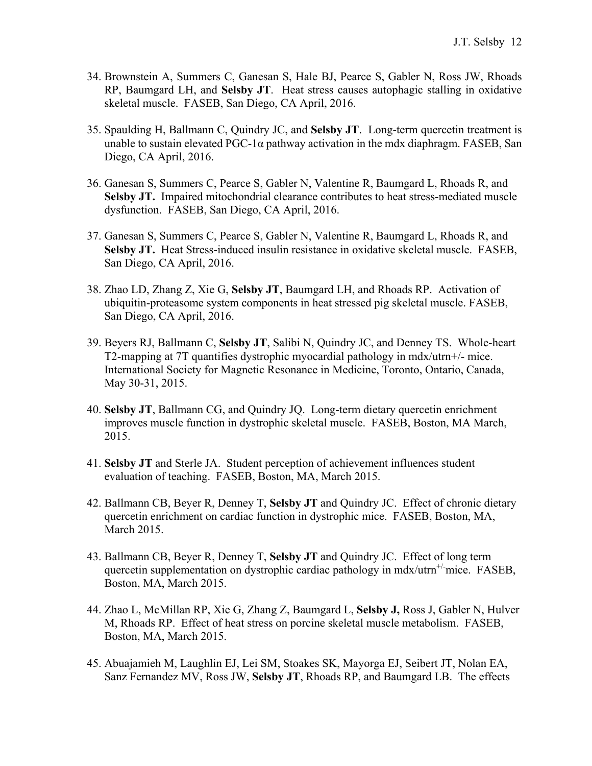34. Brownstein A, Summers C, Ganesan S, Hale BJ, Pearce S, Gabler N, Ross JW, Rhoads RP, Baumgard LH, and **Selsby JT**. Heat stress causes autophagic stalling in oxidative skeletal muscle. FASEB, San Diego, CA April, 2016.

35. Spaulding H, Ballmann C, Quindry JC, and **Selsby JT**. Long-term quercetin treatment is unable to sustain elevated PGC-1α pathway activation in the mdx diaphragm. FASEB, San Diego, CA April, 2016.

36. Ganesan S, Summers C, Pearce S, Gabler N, Valentine R, Baumgard L, Rhoads R, and **Selsby JT.** Impaired mitochondrial clearance contributes to heat stress-mediated muscle dysfunction. FASEB, San Diego, CA April, 2016.

37. Ganesan S, Summers C, Pearce S, Gabler N, Valentine R, Baumgard L, Rhoads R, and **Selsby JT.** Heat Stress-induced insulin resistance in oxidative skeletal muscle. FASEB, San Diego, CA April, 2016.

38. Zhao LD, Zhang Z, Xie G, **Selsby JT**, Baumgard LH, and Rhoads RP. Activation of ubiquitin-proteasome system components in heat stressed pig skeletal muscle. FASEB, San Diego, CA April, 2016.

39. Beyers RJ, Ballmann C, **Selsby JT**, Salibi N, Quindry JC, and Denney TS. Whole-heart T2-mapping at 7T quantifies dystrophic myocardial pathology in mdx/utrn+/- mice. International Society for Magnetic Resonance in Medicine, Toronto, Ontario, Canada, May 30-31, 2015.

40. **Selsby JT**, Ballmann CG, and Quindry JQ. Long-term dietary quercetin enrichment improves muscle function in dystrophic skeletal muscle. FASEB, Boston, MA March, 2015.

41. **Selsby JT** and Sterle JA. Student perception of achievement influences student evaluation of teaching. FASEB, Boston, MA, March 2015.

42. Ballmann CB, Beyer R, Denney T, **Selsby JT** and Quindry JC. Effect of chronic dietary quercetin enrichment on cardiac function in dystrophic mice. FASEB, Boston, MA, March 2015.

43. Ballmann CB, Beyer R, Denney T, **Selsby JT** and Quindry JC. Effect of long term quercetin supplementation on dystrophic cardiac pathology in mdx/utrn$^{+/-}$mice. FASEB, Boston, MA, March 2015.

44. Zhao L, McMillan RP, Xie G, Zhang Z, Baumgard L, **Selsby J,** Ross J, Gabler N, Hulver M, Rhoads RP. Effect of heat stress on porcine skeletal muscle metabolism. FASEB, Boston, MA, March 2015.

45. Abuajamieh M, Laughlin EJ, Lei SM, Stoakes SK, Mayorga EJ, Seibert JT, Nolan EA, Sanz Fernandez MV, Ross JW, **Selsby JT**, Rhoads RP, and Baumgard LB. The effects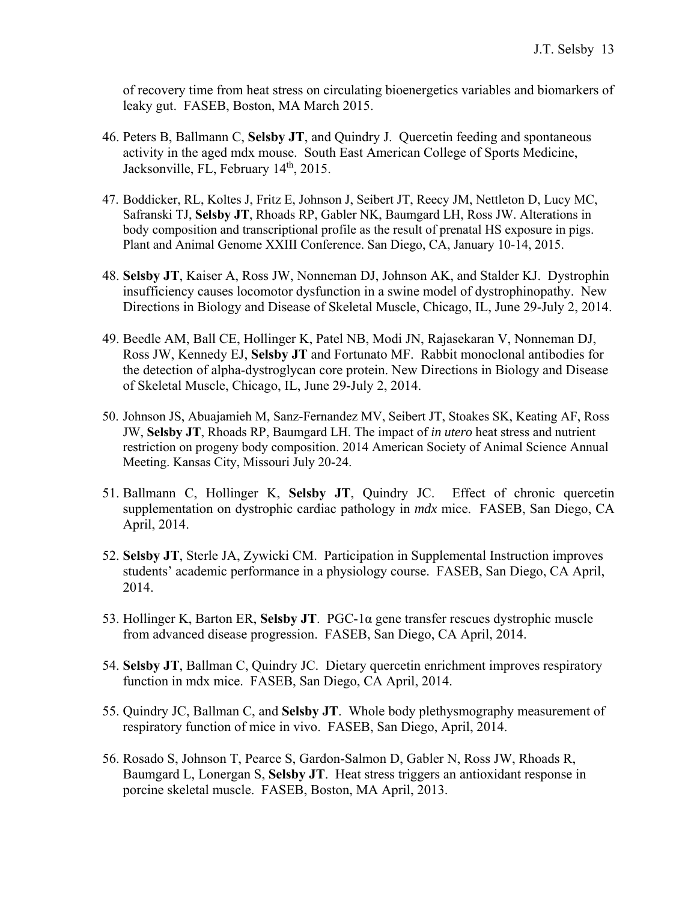of recovery time from heat stress on circulating bioenergetics variables and biomarkers of leaky gut. FASEB, Boston, MA March 2015.

46. Peters B, Ballmann C, **Selsby JT**, and Quindry J. Quercetin feeding and spontaneous activity in the aged mdx mouse. South East American College of Sports Medicine, Jacksonville, FL, February 14th, 2015.

47. Boddicker, RL, Koltes J, Fritz E, Johnson J, Seibert JT, Reecy JM, Nettleton D, Lucy MC, Safranski TJ, **Selsby JT**, Rhoads RP, Gabler NK, Baumgard LH, Ross JW. Alterations in body composition and transcriptional profile as the result of prenatal HS exposure in pigs. Plant and Animal Genome XXIII Conference. San Diego, CA, January 10-14, 2015.

48. **Selsby JT**, Kaiser A, Ross JW, Nonneman DJ, Johnson AK, and Stalder KJ. Dystrophin insufficiency causes locomotor dysfunction in a swine model of dystrophinopathy. New Directions in Biology and Disease of Skeletal Muscle, Chicago, IL, June 29-July 2, 2014.

49. Beedle AM, Ball CE, Hollinger K, Patel NB, Modi JN, Rajasekaran V, Nonneman DJ, Ross JW, Kennedy EJ, **Selsby JT** and Fortunato MF. Rabbit monoclonal antibodies for the detection of alpha-dystroglycan core protein. New Directions in Biology and Disease of Skeletal Muscle, Chicago, IL, June 29-July 2, 2014.

50. Johnson JS, Abuajamieh M, Sanz-Fernandez MV, Seibert JT, Stoakes SK, Keating AF, Ross JW, **Selsby JT**, Rhoads RP, Baumgard LH. The impact of *in utero* heat stress and nutrient restriction on progeny body composition. 2014 American Society of Animal Science Annual Meeting. Kansas City, Missouri July 20-24.

51. Ballmann C, Hollinger K, **Selsby JT**, Quindry JC. Effect of chronic quercetin supplementation on dystrophic cardiac pathology in *mdx* mice. FASEB, San Diego, CA April, 2014.

52. **Selsby JT**, Sterle JA, Zywicki CM. Participation in Supplemental Instruction improves students' academic performance in a physiology course. FASEB, San Diego, CA April, 2014.

53. Hollinger K, Barton ER, **Selsby JT**. PGC-1α gene transfer rescues dystrophic muscle from advanced disease progression. FASEB, San Diego, CA April, 2014.

54. **Selsby JT**, Ballman C, Quindry JC. Dietary quercetin enrichment improves respiratory function in mdx mice. FASEB, San Diego, CA April, 2014.

55. Quindry JC, Ballman C, and **Selsby JT**. Whole body plethysmography measurement of respiratory function of mice in vivo. FASEB, San Diego, April, 2014.

56. Rosado S, Johnson T, Pearce S, Gardon-Salmon D, Gabler N, Ross JW, Rhoads R, Baumgard L, Lonergan S, **Selsby JT**. Heat stress triggers an antioxidant response in porcine skeletal muscle. FASEB, Boston, MA April, 2013.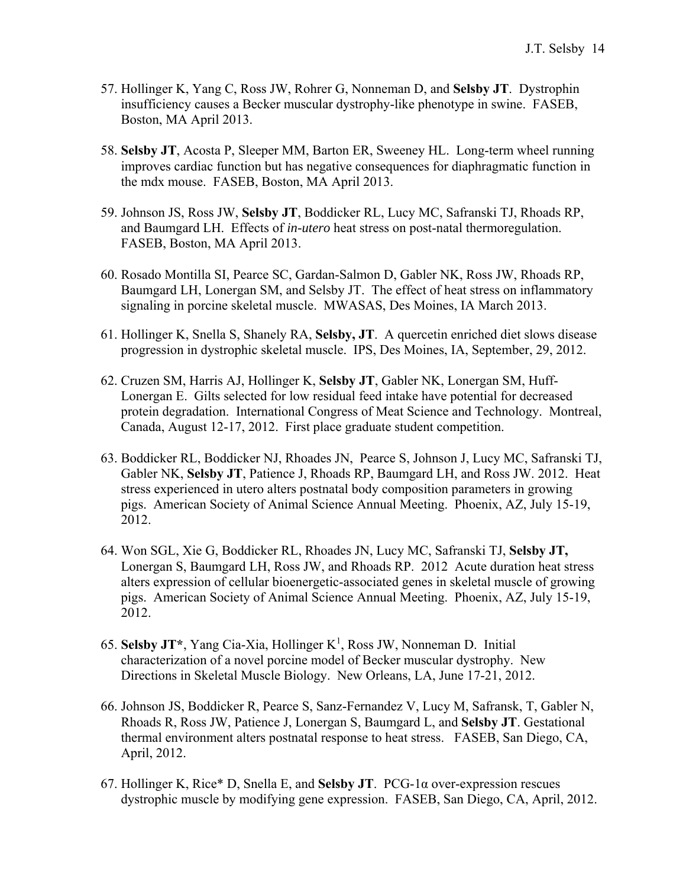57. Hollinger K, Yang C, Ross JW, Rohrer G, Nonneman D, and **Selsby JT**. Dystrophin insufficiency causes a Becker muscular dystrophy-like phenotype in swine. FASEB, Boston, MA April 2013.

58. **Selsby JT**, Acosta P, Sleeper MM, Barton ER, Sweeney HL. Long-term wheel running improves cardiac function but has negative consequences for diaphragmatic function in the mdx mouse. FASEB, Boston, MA April 2013.

59. Johnson JS, Ross JW, **Selsby JT**, Boddicker RL, Lucy MC, Safranski TJ, Rhoads RP, and Baumgard LH. Effects of *in-utero* heat stress on post-natal thermoregulation. FASEB, Boston, MA April 2013.

60. Rosado Montilla SI, Pearce SC, Gardan-Salmon D, Gabler NK, Ross JW, Rhoads RP, Baumgard LH, Lonergan SM, and Selsby JT. The effect of heat stress on inflammatory signaling in porcine skeletal muscle. MWASAS, Des Moines, IA March 2013.

61. Hollinger K, Snella S, Shanely RA, **Selsby, JT**. A quercetin enriched diet slows disease progression in dystrophic skeletal muscle. IPS, Des Moines, IA, September, 29, 2012.

62. Cruzen SM, Harris AJ, Hollinger K, **Selsby JT**, Gabler NK, Lonergan SM, Huff-Lonergan E. Gilts selected for low residual feed intake have potential for decreased protein degradation. International Congress of Meat Science and Technology. Montreal, Canada, August 12-17, 2012. First place graduate student competition.

63. Boddicker RL, Boddicker NJ, Rhoades JN, Pearce S, Johnson J, Lucy MC, Safranski TJ, Gabler NK, **Selsby JT**, Patience J, Rhoads RP, Baumgard LH, and Ross JW. 2012. Heat stress experienced in utero alters postnatal body composition parameters in growing pigs. American Society of Animal Science Annual Meeting. Phoenix, AZ, July 15-19, 2012.

64. Won SGL, Xie G, Boddicker RL, Rhoades JN, Lucy MC, Safranski TJ, **Selsby JT,** Lonergan S, Baumgard LH, Ross JW, and Rhoads RP. 2012 Acute duration heat stress alters expression of cellular bioenergetic-associated genes in skeletal muscle of growing pigs. American Society of Animal Science Annual Meeting. Phoenix, AZ, July 15-19, 2012.

65. **Selsby JT***, Yang Cia-Xia, Hollinger K[1], Ross JW, Nonneman D. Initial characterization of a novel porcine model of Becker muscular dystrophy. New Directions in Skeletal Muscle Biology. New Orleans, LA, June 17-21, 2012.

66. Johnson JS, Boddicker R, Pearce S, Sanz-Fernandez V, Lucy M, Safransk, T, Gabler N, Rhoads R, Ross JW, Patience J, Lonergan S, Baumgard L, and **Selsby JT**. Gestational thermal environment alters postnatal response to heat stress. FASEB, San Diego, CA, April, 2012.

67. Hollinger K, Rice* D, Snella E, and **Selsby JT**. PCG-1α over-expression rescues dystrophic muscle by modifying gene expression. FASEB, San Diego, CA, April, 2012.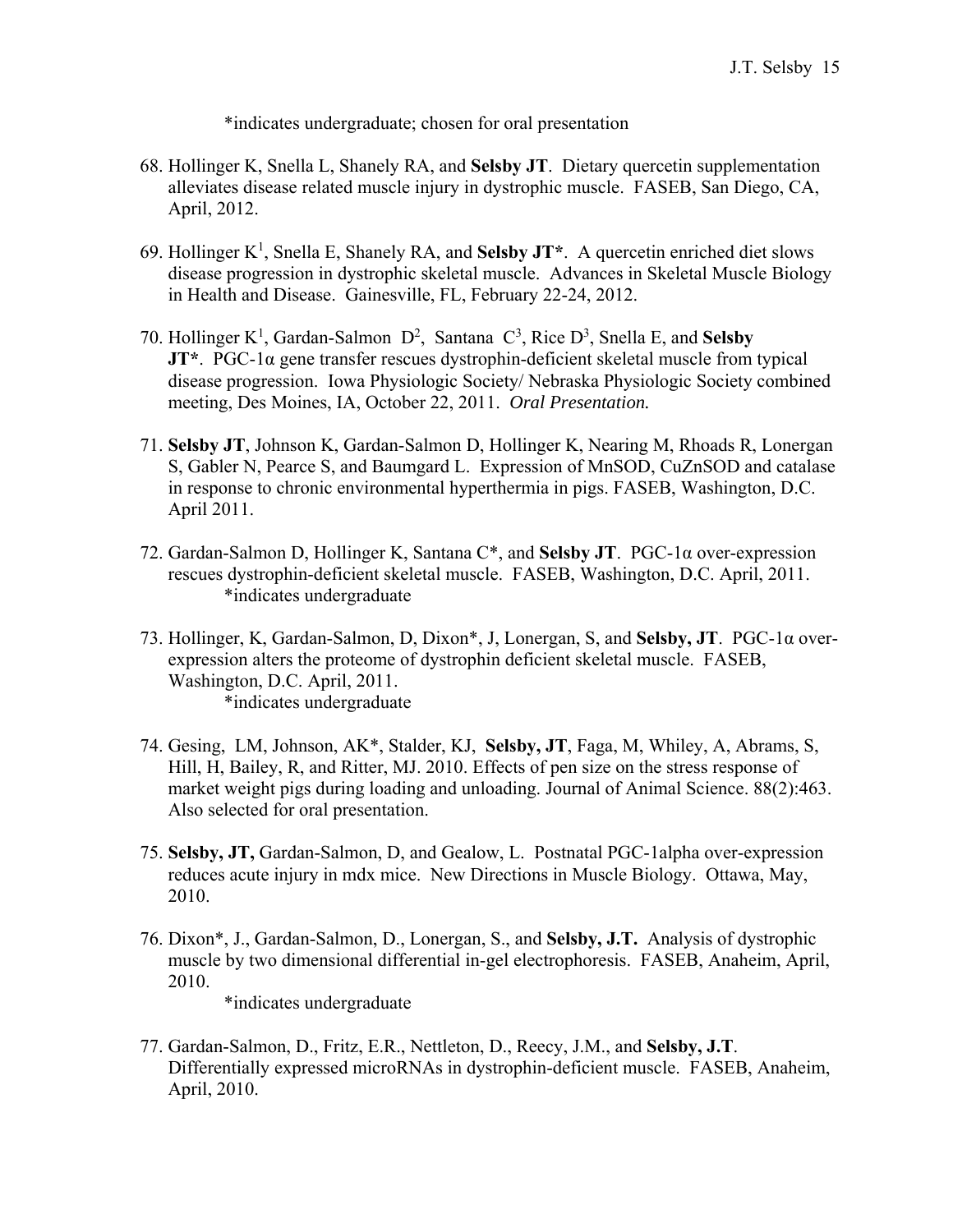*indicates undergraduate; chosen for oral presentation

68. Hollinger K, Snella L, Shanely RA, and **Selsby JT**. Dietary quercetin supplementation alleviates disease related muscle injury in dystrophic muscle. FASEB, San Diego, CA, April, 2012.

69. Hollinger K[1], Snella E, Shanely RA, and **Selsby JT***. A quercetin enriched diet slows disease progression in dystrophic skeletal muscle. Advances in Skeletal Muscle Biology in Health and Disease. Gainesville, FL, February 22-24, 2012.

70. Hollinger K[1], Gardan-Salmon D[2], Santana C[3], Rice D[3], Snella E, and **Selsby JT***. PGC-1α gene transfer rescues dystrophin-deficient skeletal muscle from typical disease progression. Iowa Physiologic Society/ Nebraska Physiologic Society combined meeting, Des Moines, IA, October 22, 2011. *Oral Presentation.*

71. **Selsby JT**, Johnson K, Gardan-Salmon D, Hollinger K, Nearing M, Rhoads R, Lonergan S, Gabler N, Pearce S, and Baumgard L. Expression of MnSOD, CuZnSOD and catalase in response to chronic environmental hyperthermia in pigs. FASEB, Washington, D.C. April 2011.

72. Gardan-Salmon D, Hollinger K, Santana C*, and **Selsby JT**. PGC-1α over-expression rescues dystrophin-deficient skeletal muscle. FASEB, Washington, D.C. April, 2011.
    *indicates undergraduate

73. Hollinger, K, Gardan-Salmon, D, Dixon*, J, Lonergan, S, and **Selsby, JT**. PGC-1α over-expression alters the proteome of dystrophin deficient skeletal muscle. FASEB, Washington, D.C. April, 2011.
    *indicates undergraduate

74. Gesing, LM, Johnson, AK*, Stalder, KJ, **Selsby, JT**, Faga, M, Whiley, A, Abrams, S, Hill, H, Bailey, R, and Ritter, MJ. 2010. Effects of pen size on the stress response of market weight pigs during loading and unloading. Journal of Animal Science. 88(2):463. Also selected for oral presentation.

75. **Selsby, JT,** Gardan-Salmon, D, and Gealow, L. Postnatal PGC-1alpha over-expression reduces acute injury in mdx mice. New Directions in Muscle Biology. Ottawa, May, 2010.

76. Dixon*, J., Gardan-Salmon, D., Lonergan, S., and **Selsby, J.T.** Analysis of dystrophic muscle by two dimensional differential in-gel electrophoresis. FASEB, Anaheim, April, 2010.
    *indicates undergraduate

77. Gardan-Salmon, D., Fritz, E.R., Nettleton, D., Reecy, J.M., and **Selsby, J.T**. Differentially expressed microRNAs in dystrophin-deficient muscle. FASEB, Anaheim, April, 2010.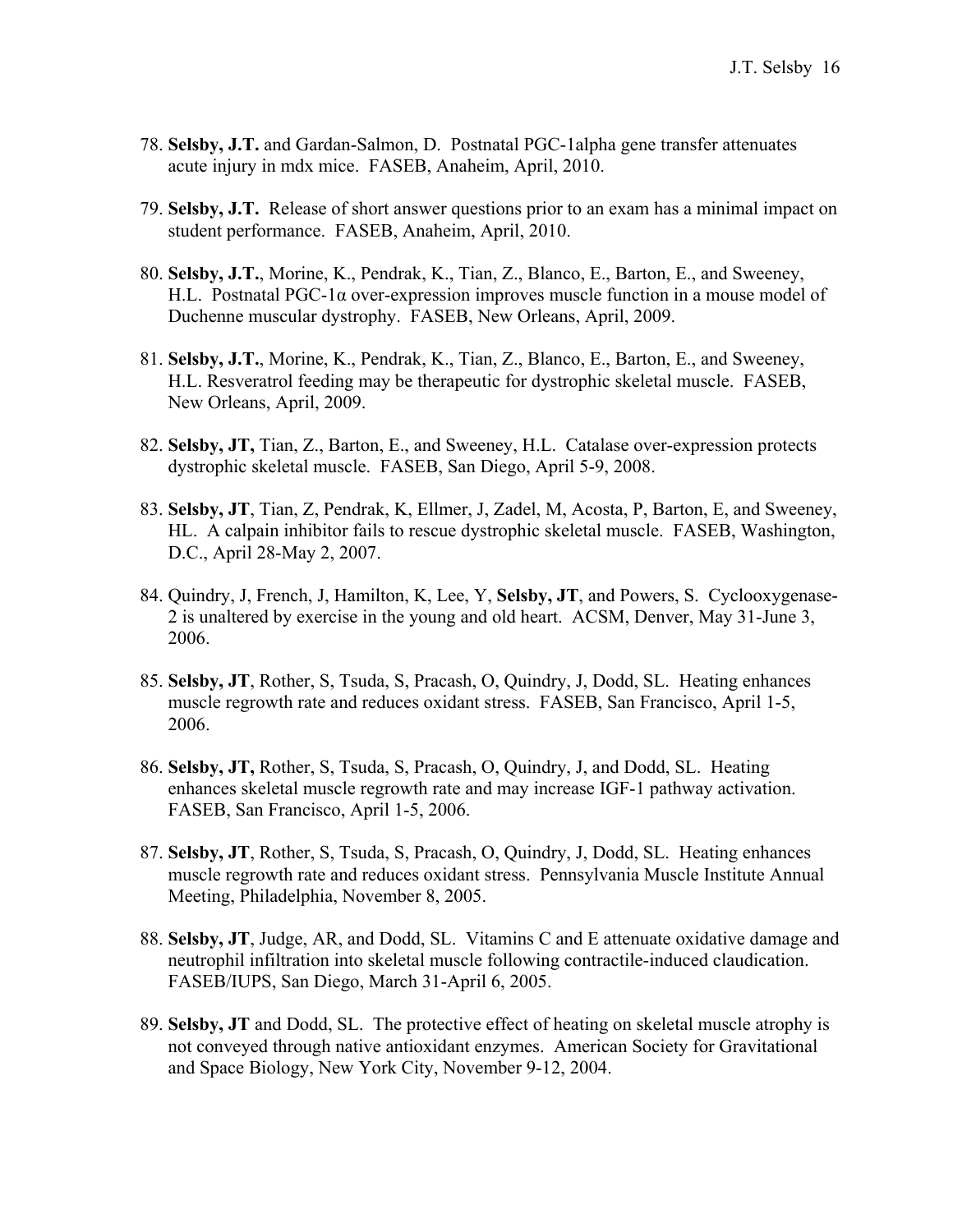78. **Selsby, J.T.** and Gardan-Salmon, D. Postnatal PGC-1alpha gene transfer attenuates acute injury in mdx mice. FASEB, Anaheim, April, 2010.

79. **Selsby, J.T.** Release of short answer questions prior to an exam has a minimal impact on student performance. FASEB, Anaheim, April, 2010.

80. **Selsby, J.T.**, Morine, K., Pendrak, K., Tian, Z., Blanco, E., Barton, E., and Sweeney, H.L. Postnatal PGC-1α over-expression improves muscle function in a mouse model of Duchenne muscular dystrophy. FASEB, New Orleans, April, 2009.

81. **Selsby, J.T.**, Morine, K., Pendrak, K., Tian, Z., Blanco, E., Barton, E., and Sweeney, H.L. Resveratrol feeding may be therapeutic for dystrophic skeletal muscle. FASEB, New Orleans, April, 2009.

82. **Selsby, JT,** Tian, Z., Barton, E., and Sweeney, H.L. Catalase over-expression protects dystrophic skeletal muscle. FASEB, San Diego, April 5-9, 2008.

83. **Selsby, JT**, Tian, Z, Pendrak, K, Ellmer, J, Zadel, M, Acosta, P, Barton, E, and Sweeney, HL. A calpain inhibitor fails to rescue dystrophic skeletal muscle. FASEB, Washington, D.C., April 28-May 2, 2007.

84. Quindry, J, French, J, Hamilton, K, Lee, Y, **Selsby, JT**, and Powers, S. Cyclooxygenase-2 is unaltered by exercise in the young and old heart. ACSM, Denver, May 31-June 3, 2006.

85. **Selsby, JT**, Rother, S, Tsuda, S, Pracash, O, Quindry, J, Dodd, SL. Heating enhances muscle regrowth rate and reduces oxidant stress. FASEB, San Francisco, April 1-5, 2006.

86. **Selsby, JT,** Rother, S, Tsuda, S, Pracash, O, Quindry, J, and Dodd, SL. Heating enhances skeletal muscle regrowth rate and may increase IGF-1 pathway activation. FASEB, San Francisco, April 1-5, 2006.

87. **Selsby, JT**, Rother, S, Tsuda, S, Pracash, O, Quindry, J, Dodd, SL. Heating enhances muscle regrowth rate and reduces oxidant stress. Pennsylvania Muscle Institute Annual Meeting, Philadelphia, November 8, 2005.

88. **Selsby, JT**, Judge, AR, and Dodd, SL. Vitamins C and E attenuate oxidative damage and neutrophil infiltration into skeletal muscle following contractile-induced claudication. FASEB/IUPS, San Diego, March 31-April 6, 2005.

89. **Selsby, JT** and Dodd, SL. The protective effect of heating on skeletal muscle atrophy is not conveyed through native antioxidant enzymes. American Society for Gravitational and Space Biology, New York City, November 9-12, 2004.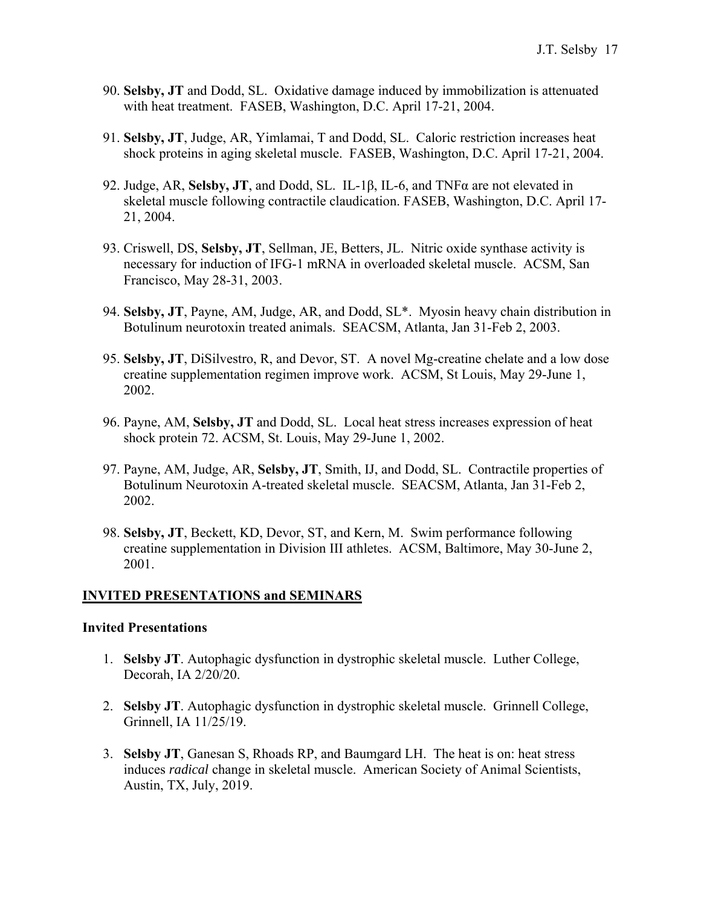90. **Selsby, JT** and Dodd, SL. Oxidative damage induced by immobilization is attenuated with heat treatment. FASEB, Washington, D.C. April 17-21, 2004.

91. **Selsby, JT**, Judge, AR, Yimlamai, T and Dodd, SL. Caloric restriction increases heat shock proteins in aging skeletal muscle. FASEB, Washington, D.C. April 17-21, 2004.

92. Judge, AR, **Selsby, JT**, and Dodd, SL. IL-1β, IL-6, and TNFα are not elevated in skeletal muscle following contractile claudication. FASEB, Washington, D.C. April 17-21, 2004.

93. Criswell, DS, **Selsby, JT**, Sellman, JE, Betters, JL. Nitric oxide synthase activity is necessary for induction of IFG-1 mRNA in overloaded skeletal muscle. ACSM, San Francisco, May 28-31, 2003.

94. **Selsby, JT**, Payne, AM, Judge, AR, and Dodd, SL*. Myosin heavy chain distribution in Botulinum neurotoxin treated animals. SEACSM, Atlanta, Jan 31-Feb 2, 2003.

95. **Selsby, JT**, DiSilvestro, R, and Devor, ST. A novel Mg-creatine chelate and a low dose creatine supplementation regimen improve work. ACSM, St Louis, May 29-June 1, 2002.

96. Payne, AM, **Selsby, JT** and Dodd, SL. Local heat stress increases expression of heat shock protein 72. ACSM, St. Louis, May 29-June 1, 2002.

97. Payne, AM, Judge, AR, **Selsby, JT**, Smith, IJ, and Dodd, SL. Contractile properties of Botulinum Neurotoxin A-treated skeletal muscle. SEACSM, Atlanta, Jan 31-Feb 2, 2002.

98. **Selsby, JT**, Beckett, KD, Devor, ST, and Kern, M. Swim performance following creatine supplementation in Division III athletes. ACSM, Baltimore, May 30-June 2, 2001.

## INVITED PRESENTATIONS and SEMINARS

### Invited Presentations

1. **Selsby JT**. Autophagic dysfunction in dystrophic skeletal muscle. Luther College, Decorah, IA 2/20/20.

2. **Selsby JT**. Autophagic dysfunction in dystrophic skeletal muscle. Grinnell College, Grinnell, IA 11/25/19.

3. **Selsby JT**, Ganesan S, Rhoads RP, and Baumgard LH. The heat is on: heat stress induces *radical* change in skeletal muscle. American Society of Animal Scientists, Austin, TX, July, 2019.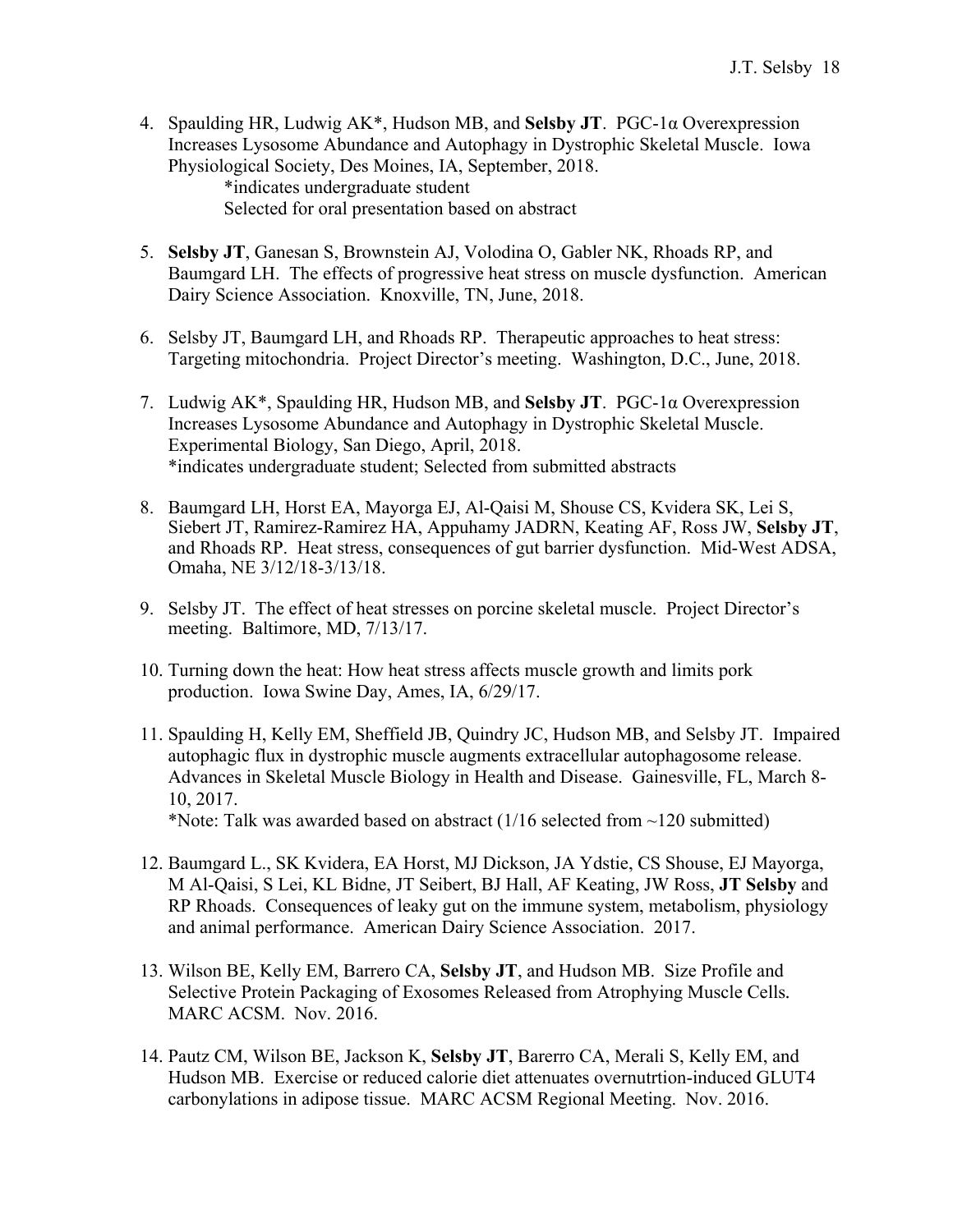4. Spaulding HR, Ludwig AK*, Hudson MB, and **Selsby JT**. PGC-1α Overexpression Increases Lysosome Abundance and Autophagy in Dystrophic Skeletal Muscle. Iowa Physiological Society, Des Moines, IA, September, 2018.
   *indicates undergraduate student
   Selected for oral presentation based on abstract

5. **Selsby JT**, Ganesan S, Brownstein AJ, Volodina O, Gabler NK, Rhoads RP, and Baumgard LH. The effects of progressive heat stress on muscle dysfunction. American Dairy Science Association. Knoxville, TN, June, 2018.

6. Selsby JT, Baumgard LH, and Rhoads RP. Therapeutic approaches to heat stress: Targeting mitochondria. Project Director's meeting. Washington, D.C., June, 2018.

7. Ludwig AK*, Spaulding HR, Hudson MB, and **Selsby JT**. PGC-1α Overexpression Increases Lysosome Abundance and Autophagy in Dystrophic Skeletal Muscle. Experimental Biology, San Diego, April, 2018.
   *indicates undergraduate student; Selected from submitted abstracts

8. Baumgard LH, Horst EA, Mayorga EJ, Al-Qaisi M, Shouse CS, Kvidera SK, Lei S, Siebert JT, Ramirez-Ramirez HA, Appuhamy JADRN, Keating AF, Ross JW, **Selsby JT**, and Rhoads RP. Heat stress, consequences of gut barrier dysfunction. Mid-West ADSA, Omaha, NE 3/12/18-3/13/18.

9. Selsby JT. The effect of heat stresses on porcine skeletal muscle. Project Director's meeting. Baltimore, MD, 7/13/17.

10. Turning down the heat: How heat stress affects muscle growth and limits pork production. Iowa Swine Day, Ames, IA, 6/29/17.

11. Spaulding H, Kelly EM, Sheffield JB, Quindry JC, Hudson MB, and Selsby JT. Impaired autophagic flux in dystrophic muscle augments extracellular autophagosome release. Advances in Skeletal Muscle Biology in Health and Disease. Gainesville, FL, March 8-10, 2017.
    *Note: Talk was awarded based on abstract (1/16 selected from ~120 submitted)

12. Baumgard L., SK Kvidera, EA Horst, MJ Dickson, JA Ydstie, CS Shouse, EJ Mayorga, M Al-Qaisi, S Lei, KL Bidne, JT Seibert, BJ Hall, AF Keating, JW Ross, **JT Selsby** and RP Rhoads. Consequences of leaky gut on the immune system, metabolism, physiology and animal performance. American Dairy Science Association. 2017.

13. Wilson BE, Kelly EM, Barrero CA, **Selsby JT**, and Hudson MB. Size Profile and Selective Protein Packaging of Exosomes Released from Atrophying Muscle Cells. MARC ACSM. Nov. 2016.

14. Pautz CM, Wilson BE, Jackson K, **Selsby JT**, Barerro CA, Merali S, Kelly EM, and Hudson MB. Exercise or reduced calorie diet attenuates overnutrtion-induced GLUT4 carbonylations in adipose tissue. MARC ACSM Regional Meeting. Nov. 2016.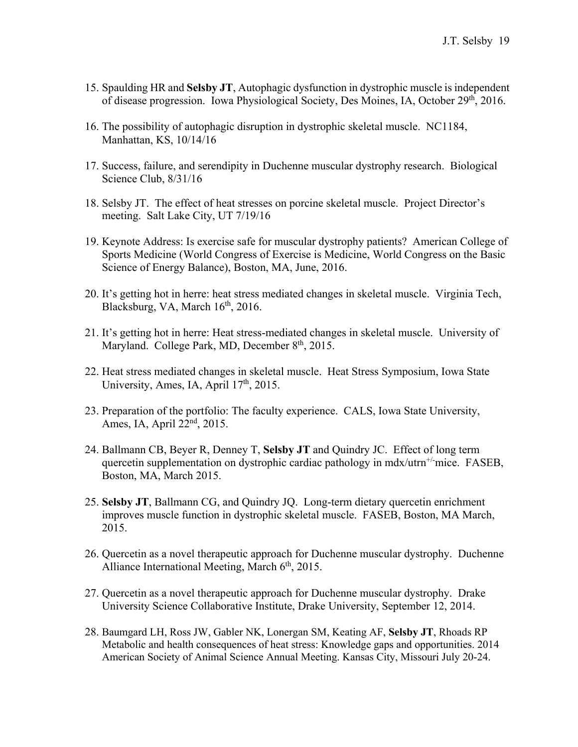15. Spaulding HR and **Selsby JT**, Autophagic dysfunction in dystrophic muscle is independent of disease progression. Iowa Physiological Society, Des Moines, IA, October 29th, 2016.

16. The possibility of autophagic disruption in dystrophic skeletal muscle. NC1184, Manhattan, KS, 10/14/16

17. Success, failure, and serendipity in Duchenne muscular dystrophy research. Biological Science Club, 8/31/16

18. Selsby JT. The effect of heat stresses on porcine skeletal muscle. Project Director's meeting. Salt Lake City, UT 7/19/16

19. Keynote Address: Is exercise safe for muscular dystrophy patients? American College of Sports Medicine (World Congress of Exercise is Medicine, World Congress on the Basic Science of Energy Balance), Boston, MA, June, 2016.

20. It's getting hot in herre: heat stress mediated changes in skeletal muscle. Virginia Tech, Blacksburg, VA, March 16th, 2016.

21. It's getting hot in herre: Heat stress-mediated changes in skeletal muscle. University of Maryland. College Park, MD, December 8th, 2015.

22. Heat stress mediated changes in skeletal muscle. Heat Stress Symposium, Iowa State University, Ames, IA, April 17th, 2015.

23. Preparation of the portfolio: The faculty experience. CALS, Iowa State University, Ames, IA, April 22nd, 2015.

24. Ballmann CB, Beyer R, Denney T, **Selsby JT** and Quindry JC. Effect of long term quercetin supplementation on dystrophic cardiac pathology in mdx/utrn$^{+/-}$mice. FASEB, Boston, MA, March 2015.

25. **Selsby JT**, Ballmann CG, and Quindry JQ. Long-term dietary quercetin enrichment improves muscle function in dystrophic skeletal muscle. FASEB, Boston, MA March, 2015.

26. Quercetin as a novel therapeutic approach for Duchenne muscular dystrophy. Duchenne Alliance International Meeting, March 6th, 2015.

27. Quercetin as a novel therapeutic approach for Duchenne muscular dystrophy. Drake University Science Collaborative Institute, Drake University, September 12, 2014.

28. Baumgard LH, Ross JW, Gabler NK, Lonergan SM, Keating AF, **Selsby JT**, Rhoads RP Metabolic and health consequences of heat stress: Knowledge gaps and opportunities. 2014 American Society of Animal Science Annual Meeting. Kansas City, Missouri July 20-24.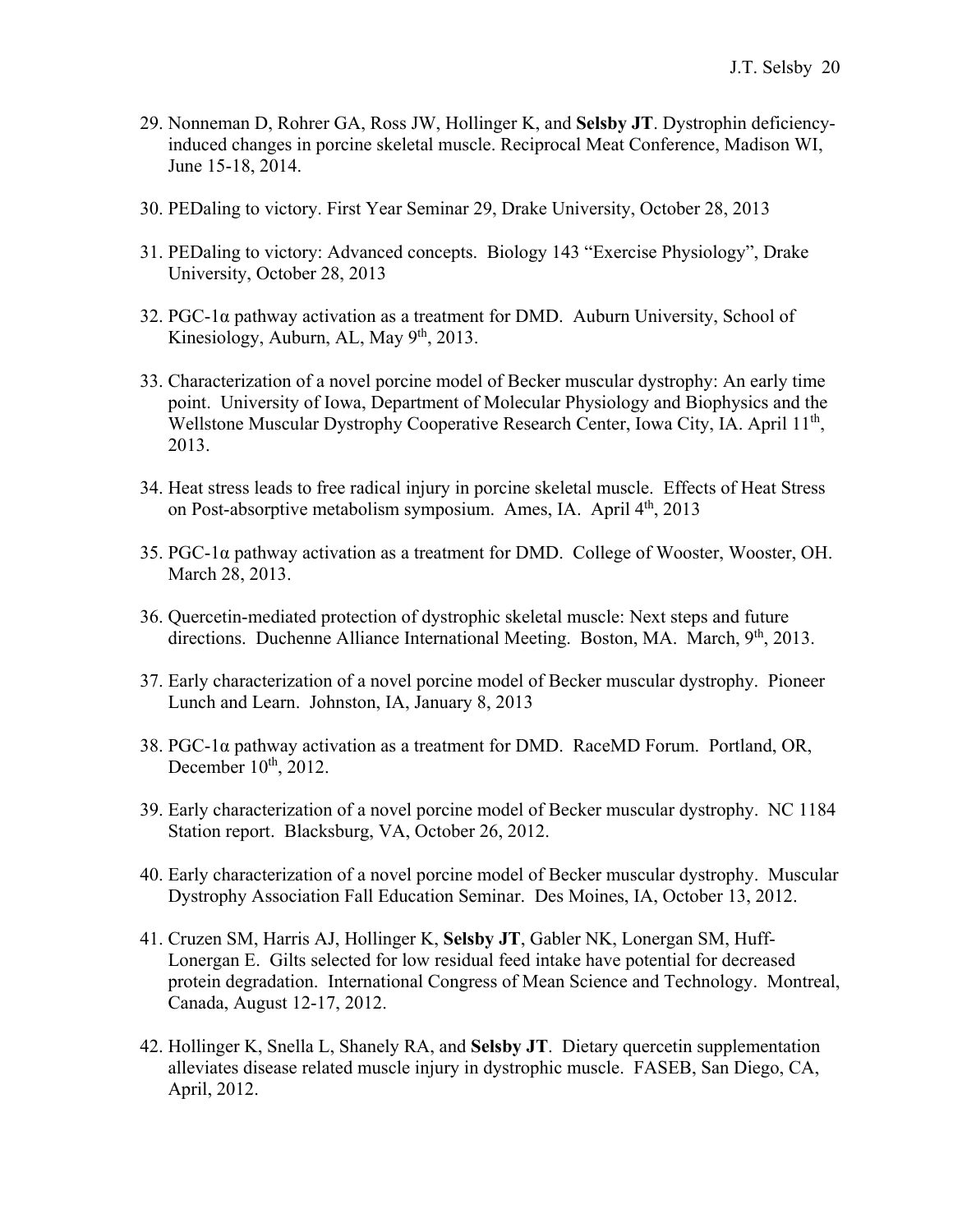29. Nonneman D, Rohrer GA, Ross JW, Hollinger K, and **Selsby JT**. Dystrophin deficiency-induced changes in porcine skeletal muscle. Reciprocal Meat Conference, Madison WI, June 15-18, 2014.

30. PEDaling to victory. First Year Seminar 29, Drake University, October 28, 2013

31. PEDaling to victory: Advanced concepts. Biology 143 "Exercise Physiology", Drake University, October 28, 2013

32. PGC-1α pathway activation as a treatment for DMD. Auburn University, School of Kinesiology, Auburn, AL, May 9th, 2013.

33. Characterization of a novel porcine model of Becker muscular dystrophy: An early time point. University of Iowa, Department of Molecular Physiology and Biophysics and the Wellstone Muscular Dystrophy Cooperative Research Center, Iowa City, IA. April 11th, 2013.

34. Heat stress leads to free radical injury in porcine skeletal muscle. Effects of Heat Stress on Post-absorptive metabolism symposium. Ames, IA. April 4th, 2013

35. PGC-1α pathway activation as a treatment for DMD. College of Wooster, Wooster, OH. March 28, 2013.

36. Quercetin-mediated protection of dystrophic skeletal muscle: Next steps and future directions. Duchenne Alliance International Meeting. Boston, MA. March, 9th, 2013.

37. Early characterization of a novel porcine model of Becker muscular dystrophy. Pioneer Lunch and Learn. Johnston, IA, January 8, 2013

38. PGC-1α pathway activation as a treatment for DMD. RaceMD Forum. Portland, OR, December 10th, 2012.

39. Early characterization of a novel porcine model of Becker muscular dystrophy. NC 1184 Station report. Blacksburg, VA, October 26, 2012.

40. Early characterization of a novel porcine model of Becker muscular dystrophy. Muscular Dystrophy Association Fall Education Seminar. Des Moines, IA, October 13, 2012.

41. Cruzen SM, Harris AJ, Hollinger K, **Selsby JT**, Gabler NK, Lonergan SM, Huff-Lonergan E. Gilts selected for low residual feed intake have potential for decreased protein degradation. International Congress of Mean Science and Technology. Montreal, Canada, August 12-17, 2012.

42. Hollinger K, Snella L, Shanely RA, and **Selsby JT**. Dietary quercetin supplementation alleviates disease related muscle injury in dystrophic muscle. FASEB, San Diego, CA, April, 2012.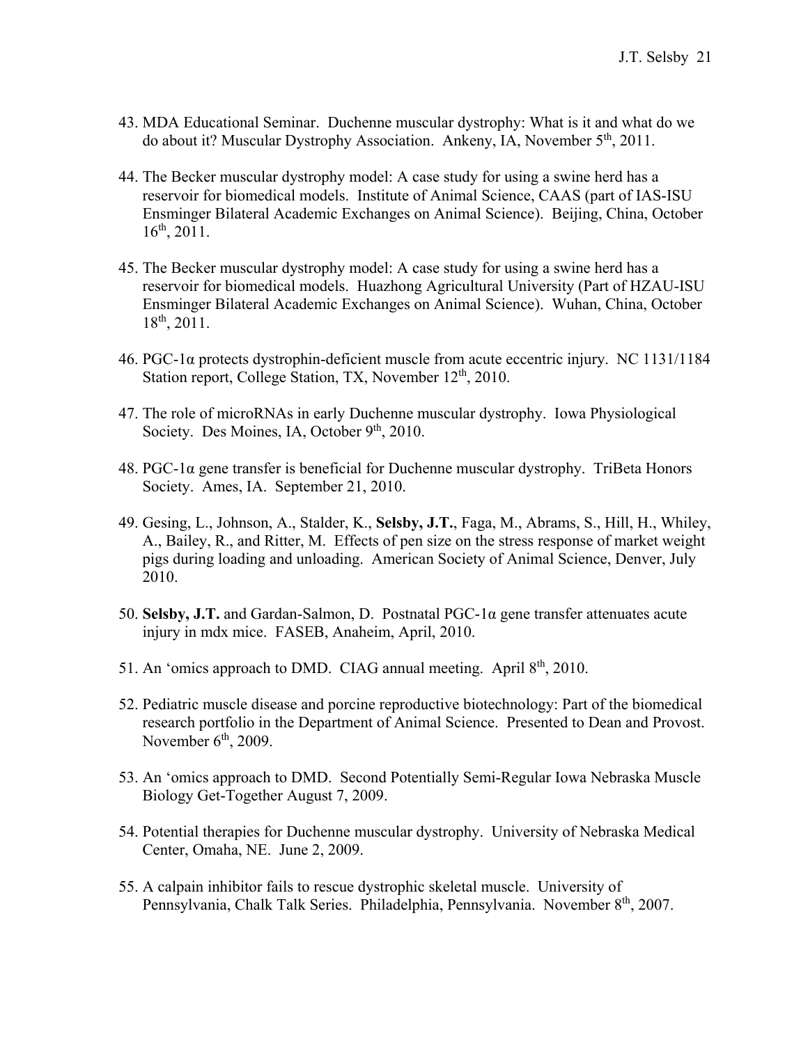43. MDA Educational Seminar. Duchenne muscular dystrophy: What is it and what do we do about it? Muscular Dystrophy Association. Ankeny, IA, November 5th, 2011.

44. The Becker muscular dystrophy model: A case study for using a swine herd has a reservoir for biomedical models. Institute of Animal Science, CAAS (part of IAS-ISU Ensminger Bilateral Academic Exchanges on Animal Science). Beijing, China, October 16th, 2011.

45. The Becker muscular dystrophy model: A case study for using a swine herd has a reservoir for biomedical models. Huazhong Agricultural University (Part of HZAU-ISU Ensminger Bilateral Academic Exchanges on Animal Science). Wuhan, China, October 18th, 2011.

46. PGC-1α protects dystrophin-deficient muscle from acute eccentric injury. NC 1131/1184 Station report, College Station, TX, November 12th, 2010.

47. The role of microRNAs in early Duchenne muscular dystrophy. Iowa Physiological Society. Des Moines, IA, October 9th, 2010.

48. PGC-1α gene transfer is beneficial for Duchenne muscular dystrophy. TriBeta Honors Society. Ames, IA. September 21, 2010.

49. Gesing, L., Johnson, A., Stalder, K., **Selsby, J.T.**, Faga, M., Abrams, S., Hill, H., Whiley, A., Bailey, R., and Ritter, M. Effects of pen size on the stress response of market weight pigs during loading and unloading. American Society of Animal Science, Denver, July 2010.

50. **Selsby, J.T.** and Gardan-Salmon, D. Postnatal PGC-1α gene transfer attenuates acute injury in mdx mice. FASEB, Anaheim, April, 2010.

51. An 'omics approach to DMD. CIAG annual meeting. April 8th, 2010.

52. Pediatric muscle disease and porcine reproductive biotechnology: Part of the biomedical research portfolio in the Department of Animal Science. Presented to Dean and Provost. November 6th, 2009.

53. An 'omics approach to DMD. Second Potentially Semi-Regular Iowa Nebraska Muscle Biology Get-Together August 7, 2009.

54. Potential therapies for Duchenne muscular dystrophy. University of Nebraska Medical Center, Omaha, NE. June 2, 2009.

55. A calpain inhibitor fails to rescue dystrophic skeletal muscle. University of Pennsylvania, Chalk Talk Series. Philadelphia, Pennsylvania. November 8th, 2007.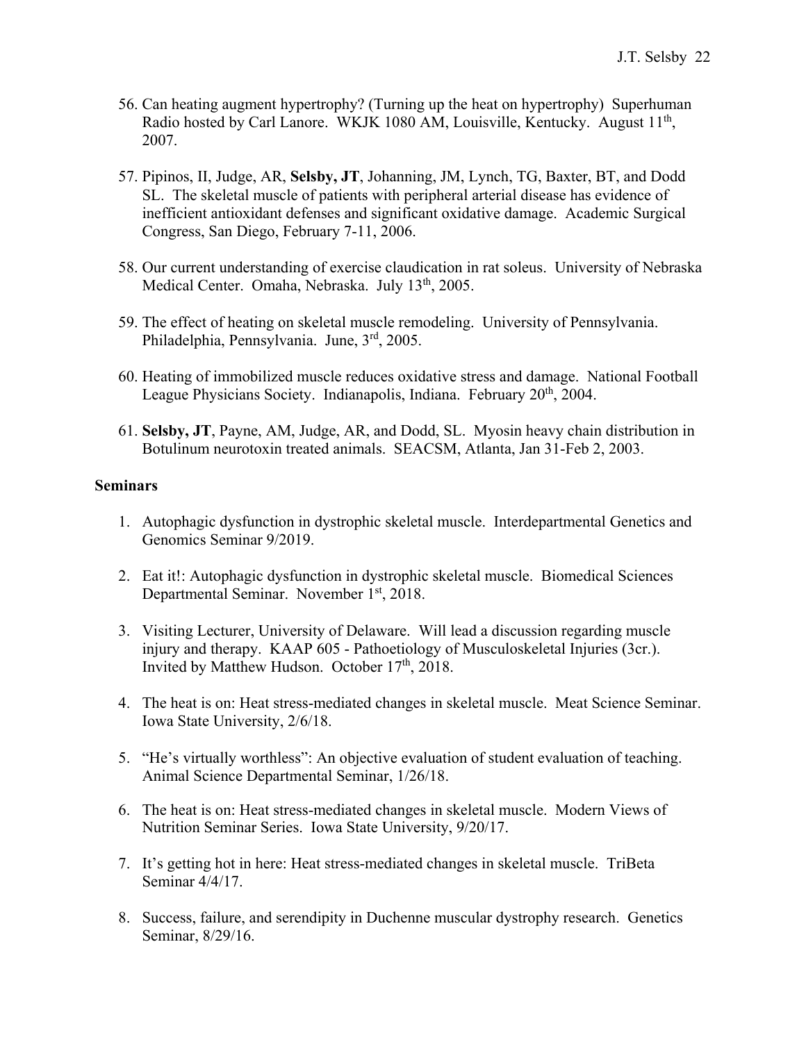56. Can heating augment hypertrophy? (Turning up the heat on hypertrophy) Superhuman Radio hosted by Carl Lanore. WKJK 1080 AM, Louisville, Kentucky. August 11th, 2007.

57. Pipinos, II, Judge, AR, **Selsby, JT**, Johanning, JM, Lynch, TG, Baxter, BT, and Dodd SL. The skeletal muscle of patients with peripheral arterial disease has evidence of inefficient antioxidant defenses and significant oxidative damage. Academic Surgical Congress, San Diego, February 7-11, 2006.

58. Our current understanding of exercise claudication in rat soleus. University of Nebraska Medical Center. Omaha, Nebraska. July 13th, 2005.

59. The effect of heating on skeletal muscle remodeling. University of Pennsylvania. Philadelphia, Pennsylvania. June, 3rd, 2005.

60. Heating of immobilized muscle reduces oxidative stress and damage. National Football League Physicians Society. Indianapolis, Indiana. February 20th, 2004.

61. **Selsby, JT**, Payne, AM, Judge, AR, and Dodd, SL. Myosin heavy chain distribution in Botulinum neurotoxin treated animals. SEACSM, Atlanta, Jan 31-Feb 2, 2003.

**Seminars**

1. Autophagic dysfunction in dystrophic skeletal muscle. Interdepartmental Genetics and Genomics Seminar 9/2019.

2. Eat it!: Autophagic dysfunction in dystrophic skeletal muscle. Biomedical Sciences Departmental Seminar. November 1st, 2018.

3. Visiting Lecturer, University of Delaware. Will lead a discussion regarding muscle injury and therapy. KAAP 605 - Pathoetiology of Musculoskeletal Injuries (3cr.). Invited by Matthew Hudson. October 17th, 2018.

4. The heat is on: Heat stress-mediated changes in skeletal muscle. Meat Science Seminar. Iowa State University, 2/6/18.

5. "He's virtually worthless": An objective evaluation of student evaluation of teaching. Animal Science Departmental Seminar, 1/26/18.

6. The heat is on: Heat stress-mediated changes in skeletal muscle. Modern Views of Nutrition Seminar Series. Iowa State University, 9/20/17.

7. It's getting hot in here: Heat stress-mediated changes in skeletal muscle. TriBeta Seminar 4/4/17.

8. Success, failure, and serendipity in Duchenne muscular dystrophy research. Genetics Seminar, 8/29/16.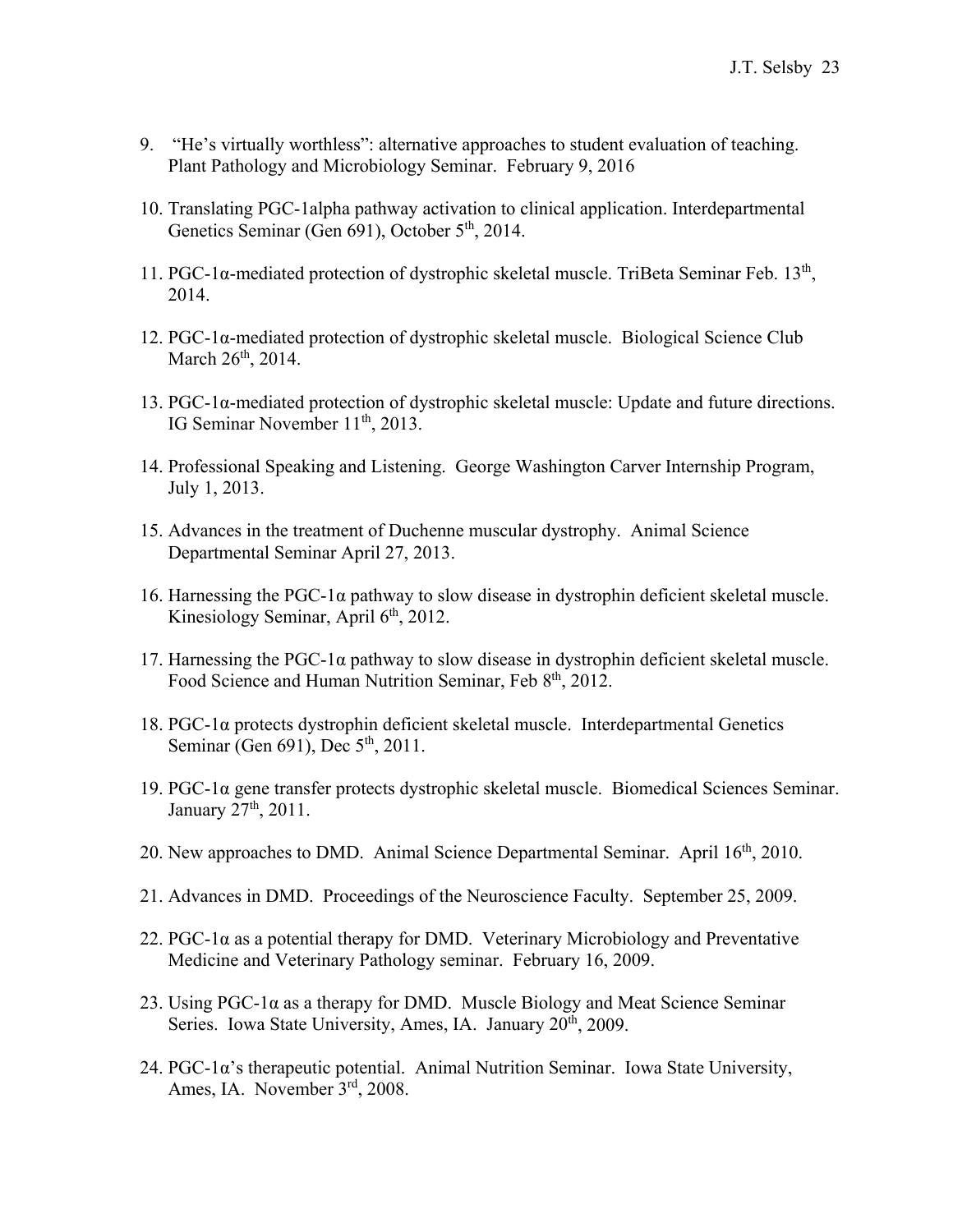9. "He's virtually worthless": alternative approaches to student evaluation of teaching. Plant Pathology and Microbiology Seminar. February 9, 2016

10. Translating PGC-1alpha pathway activation to clinical application. Interdepartmental Genetics Seminar (Gen 691), October 5th, 2014.

11. PGC-1α-mediated protection of dystrophic skeletal muscle. TriBeta Seminar Feb. 13th, 2014.

12. PGC-1α-mediated protection of dystrophic skeletal muscle. Biological Science Club March 26th, 2014.

13. PGC-1α-mediated protection of dystrophic skeletal muscle: Update and future directions. IG Seminar November 11th, 2013.

14. Professional Speaking and Listening. George Washington Carver Internship Program, July 1, 2013.

15. Advances in the treatment of Duchenne muscular dystrophy. Animal Science Departmental Seminar April 27, 2013.

16. Harnessing the PGC-1α pathway to slow disease in dystrophin deficient skeletal muscle. Kinesiology Seminar, April 6th, 2012.

17. Harnessing the PGC-1α pathway to slow disease in dystrophin deficient skeletal muscle. Food Science and Human Nutrition Seminar, Feb 8th, 2012.

18. PGC-1α protects dystrophin deficient skeletal muscle. Interdepartmental Genetics Seminar (Gen 691), Dec 5th, 2011.

19. PGC-1α gene transfer protects dystrophic skeletal muscle. Biomedical Sciences Seminar. January 27th, 2011.

20. New approaches to DMD. Animal Science Departmental Seminar. April 16th, 2010.

21. Advances in DMD. Proceedings of the Neuroscience Faculty. September 25, 2009.

22. PGC-1α as a potential therapy for DMD. Veterinary Microbiology and Preventative Medicine and Veterinary Pathology seminar. February 16, 2009.

23. Using PGC-1α as a therapy for DMD. Muscle Biology and Meat Science Seminar Series. Iowa State University, Ames, IA. January 20th, 2009.

24. PGC-1α's therapeutic potential. Animal Nutrition Seminar. Iowa State University, Ames, IA. November 3rd, 2008.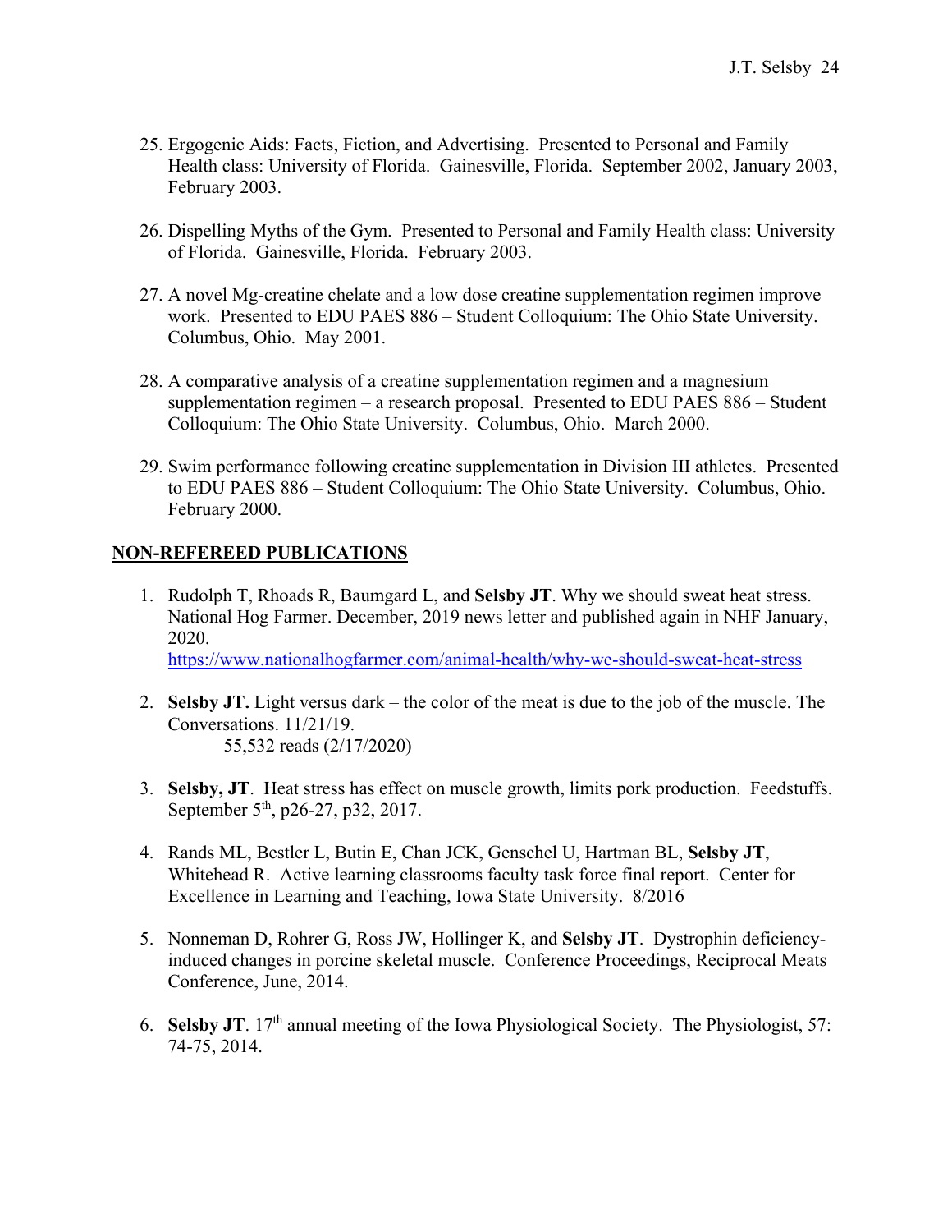25. Ergogenic Aids: Facts, Fiction, and Advertising. Presented to Personal and Family Health class: University of Florida. Gainesville, Florida. September 2002, January 2003, February 2003.

26. Dispelling Myths of the Gym. Presented to Personal and Family Health class: University of Florida. Gainesville, Florida. February 2003.

27. A novel Mg-creatine chelate and a low dose creatine supplementation regimen improve work. Presented to EDU PAES 886 – Student Colloquium: The Ohio State University. Columbus, Ohio. May 2001.

28. A comparative analysis of a creatine supplementation regimen and a magnesium supplementation regimen – a research proposal. Presented to EDU PAES 886 – Student Colloquium: The Ohio State University. Columbus, Ohio. March 2000.

29. Swim performance following creatine supplementation in Division III athletes. Presented to EDU PAES 886 – Student Colloquium: The Ohio State University. Columbus, Ohio. February 2000.

## NON-REFEREED PUBLICATIONS

1. Rudolph T, Rhoads R, Baumgard L, and **Selsby JT**. Why we should sweat heat stress. National Hog Farmer. December, 2019 news letter and published again in NHF January, 2020.
   https://www.nationalhogfarmer.com/animal-health/why-we-should-sweat-heat-stress

2. **Selsby JT.** Light versus dark – the color of the meat is due to the job of the muscle. The Conversations. 11/21/19.
   55,532 reads (2/17/2020)

3. **Selsby, JT**. Heat stress has effect on muscle growth, limits pork production. Feedstuffs. September 5th, p26-27, p32, 2017.

4. Rands ML, Bestler L, Butin E, Chan JCK, Genschel U, Hartman BL, **Selsby JT**, Whitehead R. Active learning classrooms faculty task force final report. Center for Excellence in Learning and Teaching, Iowa State University. 8/2016

5. Nonneman D, Rohrer G, Ross JW, Hollinger K, and **Selsby JT**. Dystrophin deficiency-induced changes in porcine skeletal muscle. Conference Proceedings, Reciprocal Meats Conference, June, 2014.

6. **Selsby JT**. 17th annual meeting of the Iowa Physiological Society. The Physiologist, 57: 74-75, 2014.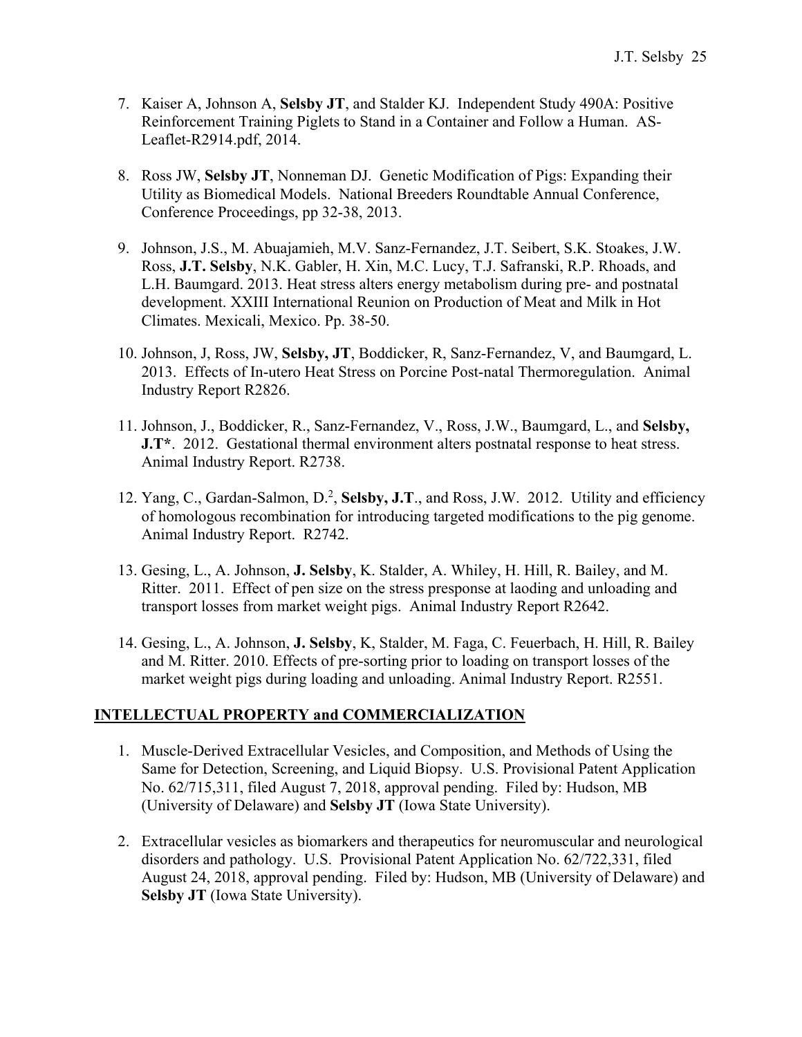7. Kaiser A, Johnson A, **Selsby JT**, and Stalder KJ. Independent Study 490A: Positive Reinforcement Training Piglets to Stand in a Container and Follow a Human. AS-Leaflet-R2914.pdf, 2014.

8. Ross JW, **Selsby JT**, Nonneman DJ. Genetic Modification of Pigs: Expanding their Utility as Biomedical Models. National Breeders Roundtable Annual Conference, Conference Proceedings, pp 32-38, 2013.

9. Johnson, J.S., M. Abuajamieh, M.V. Sanz-Fernandez, J.T. Seibert, S.K. Stoakes, J.W. Ross, **J.T. Selsby**, N.K. Gabler, H. Xin, M.C. Lucy, T.J. Safranski, R.P. Rhoads, and L.H. Baumgard. 2013. Heat stress alters energy metabolism during pre- and postnatal development. XXIII International Reunion on Production of Meat and Milk in Hot Climates. Mexicali, Mexico. Pp. 38-50.

10. Johnson, J, Ross, JW, **Selsby, JT**, Boddicker, R, Sanz-Fernandez, V, and Baumgard, L. 2013. Effects of In-utero Heat Stress on Porcine Post-natal Thermoregulation. Animal Industry Report R2826.

11. Johnson, J., Boddicker, R., Sanz-Fernandez, V., Ross, J.W., Baumgard, L., and **Selsby, J.T***. 2012. Gestational thermal environment alters postnatal response to heat stress. Animal Industry Report. R2738.

12. Yang, C., Gardan-Salmon, D.[2], **Selsby, J.T**., and Ross, J.W. 2012. Utility and efficiency of homologous recombination for introducing targeted modifications to the pig genome. Animal Industry Report. R2742.

13. Gesing, L., A. Johnson, **J. Selsby**, K. Stalder, A. Whiley, H. Hill, R. Bailey, and M. Ritter. 2011. Effect of pen size on the stress presponse at laoding and unloading and transport losses from market weight pigs. Animal Industry Report R2642.

14. Gesing, L., A. Johnson, **J. Selsby**, K, Stalder, M. Faga, C. Feuerbach, H. Hill, R. Bailey and M. Ritter. 2010. Effects of pre-sorting prior to loading on transport losses of the market weight pigs during loading and unloading. Animal Industry Report. R2551.

## INTELLECTUAL PROPERTY and COMMERCIALIZATION

1. Muscle-Derived Extracellular Vesicles, and Composition, and Methods of Using the Same for Detection, Screening, and Liquid Biopsy. U.S. Provisional Patent Application No. 62/715,311, filed August 7, 2018, approval pending. Filed by: Hudson, MB (University of Delaware) and **Selsby JT** (Iowa State University).

2. Extracellular vesicles as biomarkers and therapeutics for neuromuscular and neurological disorders and pathology. U.S. Provisional Patent Application No. 62/722,331, filed August 24, 2018, approval pending. Filed by: Hudson, MB (University of Delaware) and **Selsby JT** (Iowa State University).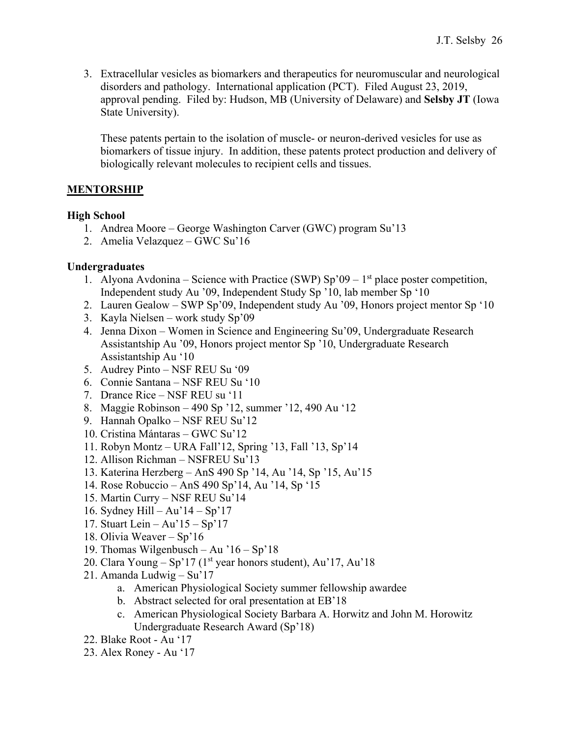3. Extracellular vesicles as biomarkers and therapeutics for neuromuscular and neurological disorders and pathology. International application (PCT). Filed August 23, 2019, approval pending. Filed by: Hudson, MB (University of Delaware) and **Selsby JT** (Iowa State University).

   These patents pertain to the isolation of muscle- or neuron-derived vesicles for use as biomarkers of tissue injury. In addition, these patents protect production and delivery of biologically relevant molecules to recipient cells and tissues.

## MENTORSHIP

### High School

1. Andrea Moore – George Washington Carver (GWC) program Su'13
2. Amelia Velazquez – GWC Su'16

### Undergraduates

1. Alyona Avdonina – Science with Practice (SWP) Sp'09 – 1st place poster competition, Independent study Au '09, Independent Study Sp '10, lab member Sp '10
2. Lauren Gealow – SWP Sp'09, Independent study Au '09, Honors project mentor Sp '10
3. Kayla Nielsen – work study Sp'09
4. Jenna Dixon – Women in Science and Engineering Su'09, Undergraduate Research Assistantship Au '09, Honors project mentor Sp '10, Undergraduate Research Assistantship Au '10
5. Audrey Pinto – NSF REU Su '09
6. Connie Santana – NSF REU Su '10
7. Drance Rice – NSF REU su '11
8. Maggie Robinson – 490 Sp '12, summer '12, 490 Au '12
9. Hannah Opalko – NSF REU Su'12
10. Cristina Mántaras – GWC Su'12
11. Robyn Montz – URA Fall'12, Spring '13, Fall '13, Sp'14
12. Allison Richman – NSFREU Su'13
13. Katerina Herzberg – AnS 490 Sp '14, Au '14, Sp '15, Au'15
14. Rose Robuccio – AnS 490 Sp'14, Au '14, Sp '15
15. Martin Curry – NSF REU Su'14
16. Sydney Hill – Au'14 – Sp'17
17. Stuart Lein – Au'15 – Sp'17
18. Olivia Weaver – Sp'16
19. Thomas Wilgenbusch – Au '16 – Sp'18
20. Clara Young – Sp'17 (1st year honors student), Au'17, Au'18
21. Amanda Ludwig – Su'17
    a. American Physiological Society summer fellowship awardee
    b. Abstract selected for oral presentation at EB'18
    c. American Physiological Society Barbara A. Horwitz and John M. Horowitz Undergraduate Research Award (Sp'18)
22. Blake Root - Au '17
23. Alex Roney - Au '17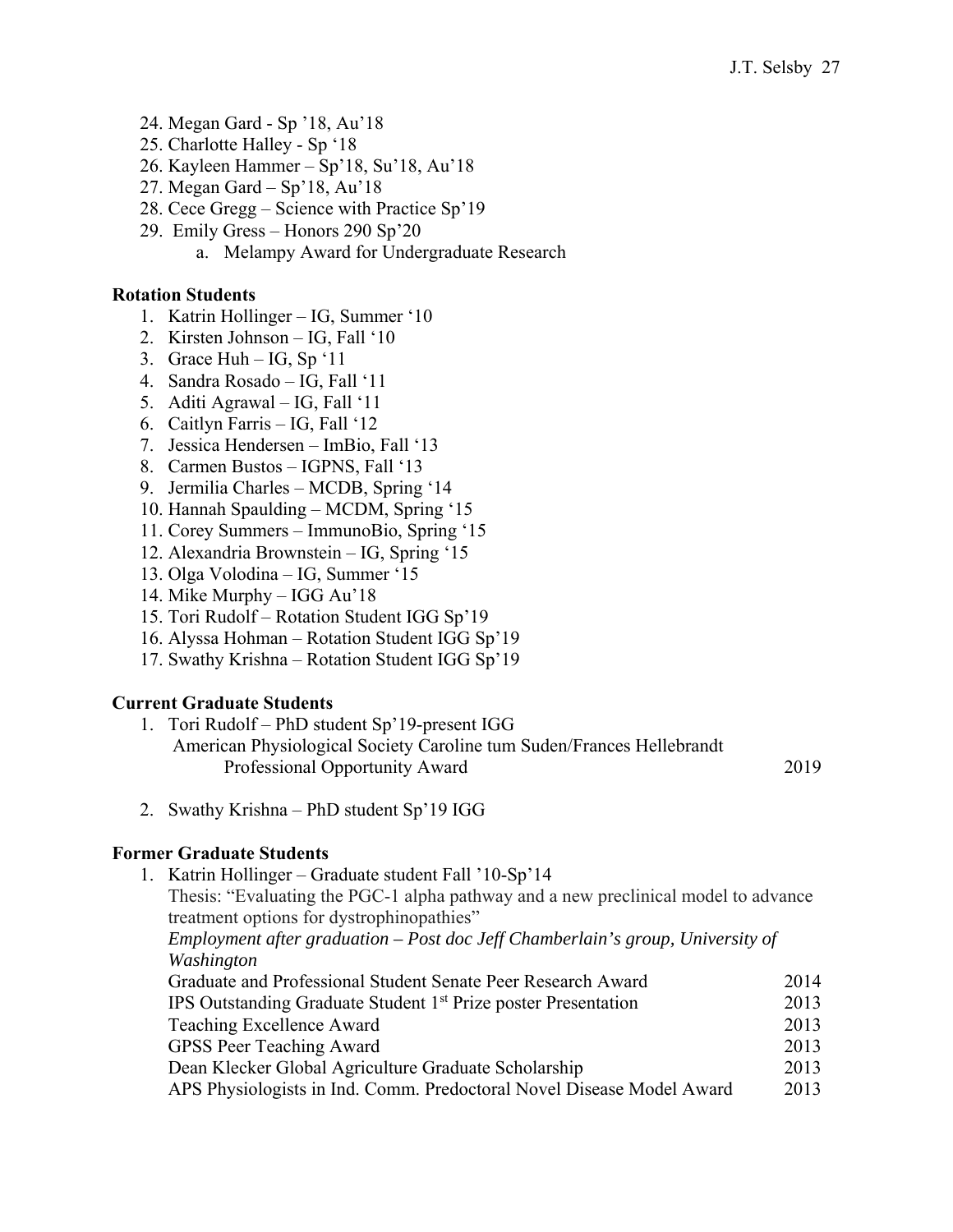24. Megan Gard - Sp '18, Au'18
25. Charlotte Halley - Sp '18
26. Kayleen Hammer – Sp'18, Su'18, Au'18
27. Megan Gard – Sp'18, Au'18
28. Cece Gregg – Science with Practice Sp'19
29. Emily Gress – Honors 290 Sp'20
    a. Melampy Award for Undergraduate Research

**Rotation Students**

1. Katrin Hollinger – IG, Summer '10
2. Kirsten Johnson – IG, Fall '10
3. Grace Huh – IG, Sp '11
4. Sandra Rosado – IG, Fall '11
5. Aditi Agrawal – IG, Fall '11
6. Caitlyn Farris – IG, Fall '12
7. Jessica Hendersen – ImBio, Fall '13
8. Carmen Bustos – IGPNS, Fall '13
9. Jermilia Charles – MCDB, Spring '14
10. Hannah Spaulding – MCDM, Spring '15
11. Corey Summers – ImmunoBio, Spring '15
12. Alexandria Brownstein – IG, Spring '15
13. Olga Volodina – IG, Summer '15
14. Mike Murphy – IGG Au'18
15. Tori Rudolf – Rotation Student IGG Sp'19
16. Alyssa Hohman – Rotation Student IGG Sp'19
17. Swathy Krishna – Rotation Student IGG Sp'19

**Current Graduate Students**

1. Tori Rudolf – PhD student Sp'19-present IGG
   American Physiological Society Caroline tum Suden/Frances Hellebrandt Professional Opportunity Award 2019
2. Swathy Krishna – PhD student Sp'19 IGG

**Former Graduate Students**

1. Katrin Hollinger – Graduate student Fall '10-Sp'14
   Thesis: "Evaluating the PGC-1 alpha pathway and a new preclinical model to advance treatment options for dystrophinopathies"
   *Employment after graduation – Post doc Jeff Chamberlain's group, University of Washington*
   Graduate and Professional Student Senate Peer Research Award 2014
   IPS Outstanding Graduate Student 1st Prize poster Presentation 2013
   Teaching Excellence Award 2013
   GPSS Peer Teaching Award 2013
   Dean Klecker Global Agriculture Graduate Scholarship 2013
   APS Physiologists in Ind. Comm. Predoctoral Novel Disease Model Award 2013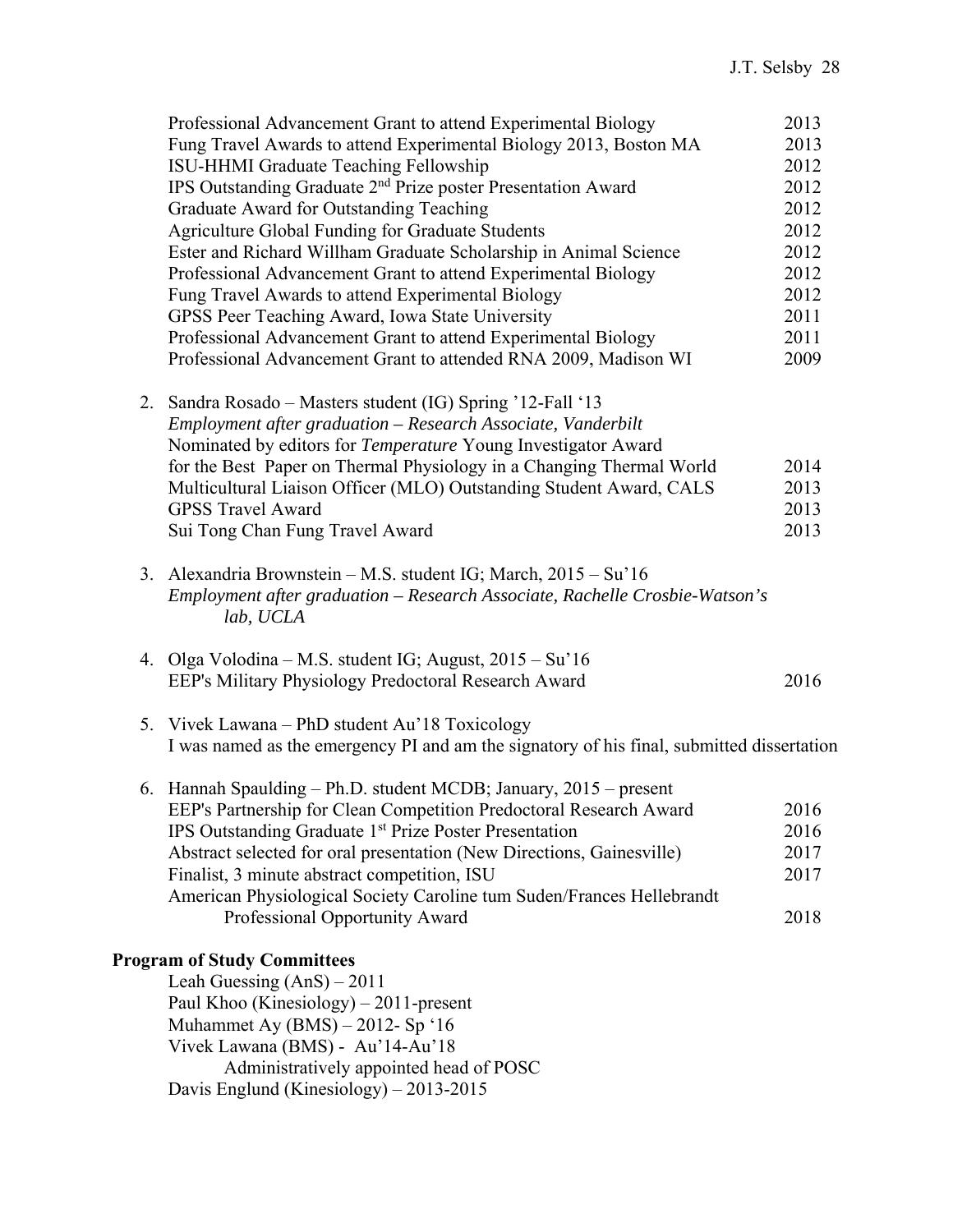Professional Advancement Grant to attend Experimental Biology 2013
Fung Travel Awards to attend Experimental Biology 2013, Boston MA 2013
ISU-HHMI Graduate Teaching Fellowship 2012
IPS Outstanding Graduate 2nd Prize poster Presentation Award 2012
Graduate Award for Outstanding Teaching 2012
Agriculture Global Funding for Graduate Students 2012
Ester and Richard Willham Graduate Scholarship in Animal Science 2012
Professional Advancement Grant to attend Experimental Biology 2012
Fung Travel Awards to attend Experimental Biology 2012
GPSS Peer Teaching Award, Iowa State University 2011
Professional Advancement Grant to attend Experimental Biology 2011
Professional Advancement Grant to attended RNA 2009, Madison WI 2009

2. Sandra Rosado – Masters student (IG) Spring '12-Fall '13
   *Employment after graduation – Research Associate, Vanderbilt*
   Nominated by editors for *Temperature* Young Investigator Award
   for the Best Paper on Thermal Physiology in a Changing Thermal World 2014
   Multicultural Liaison Officer (MLO) Outstanding Student Award, CALS 2013
   GPSS Travel Award 2013
   Sui Tong Chan Fung Travel Award 2013

3. Alexandria Brownstein – M.S. student IG; March, 2015 – Su'16
   *Employment after graduation – Research Associate, Rachelle Crosbie-Watson's lab, UCLA*

4. Olga Volodina – M.S. student IG; August, 2015 – Su'16
   EEP's Military Physiology Predoctoral Research Award 2016

5. Vivek Lawana – PhD student Au'18 Toxicology
   I was named as the emergency PI and am the signatory of his final, submitted dissertation

6. Hannah Spaulding – Ph.D. student MCDB; January, 2015 – present
   EEP's Partnership for Clean Competition Predoctoral Research Award 2016
   IPS Outstanding Graduate 1st Prize Poster Presentation 2016
   Abstract selected for oral presentation (New Directions, Gainesville) 2017
   Finalist, 3 minute abstract competition, ISU 2017
   American Physiological Society Caroline tum Suden/Frances Hellebrandt Professional Opportunity Award 2018

**Program of Study Committees**

Leah Guessing (AnS) – 2011
Paul Khoo (Kinesiology) – 2011-present
Muhammet Ay (BMS) – 2012- Sp '16
Vivek Lawana (BMS) - Au'14-Au'18
   Administratively appointed head of POSC
Davis Englund (Kinesiology) – 2013-2015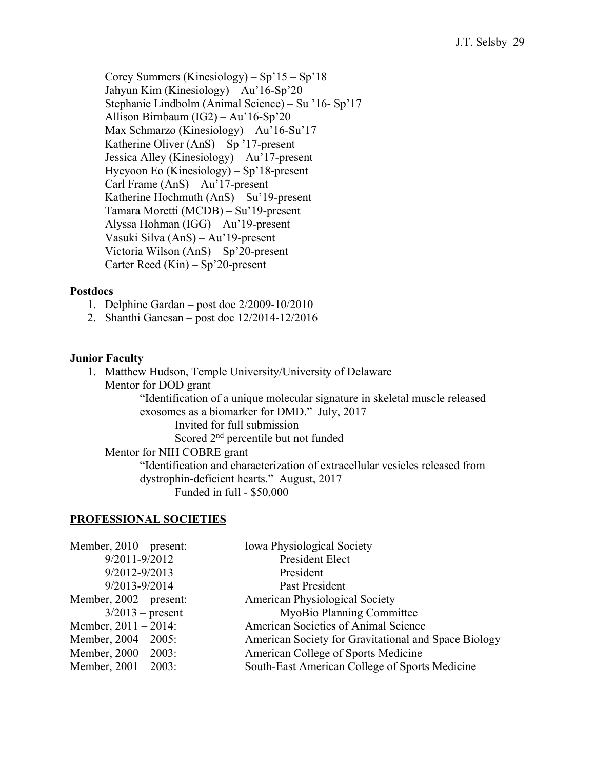Corey Summers (Kinesiology) – Sp’15 – Sp’18
Jahyun Kim (Kinesiology) – Au’16-Sp’20
Stephanie Lindbolm (Animal Science) – Su ’16- Sp’17
Allison Birnbaum (IG2) – Au’16-Sp’20
Max Schmarzo (Kinesiology) – Au’16-Su’17
Katherine Oliver (AnS) – Sp ’17-present
Jessica Alley (Kinesiology) – Au’17-present
Hyeyoon Eo (Kinesiology) – Sp’18-present
Carl Frame (AnS) – Au’17-present
Katherine Hochmuth (AnS) – Su’19-present
Tamara Moretti (MCDB) – Su’19-present
Alyssa Hohman (IGG) – Au’19-present
Vasuki Silva (AnS) – Au’19-present
Victoria Wilson (AnS) – Sp’20-present
Carter Reed (Kin) – Sp’20-present

**Postdocs**

1. Delphine Gardan – post doc 2/2009-10/2010
2. Shanthi Ganesan – post doc 12/2014-12/2016

**Junior Faculty**

1. Matthew Hudson, Temple University/University of Delaware
   Mentor for DOD grant
   “Identification of a unique molecular signature in skeletal muscle released exosomes as a biomarker for DMD.” July, 2017
   Invited for full submission
   Scored 2nd percentile but not funded
   Mentor for NIH COBRE grant
   “Identification and characterization of extracellular vesicles released from dystrophin-deficient hearts.” August, 2017
   Funded in full - $50,000

## PROFESSIONAL SOCIETIES

| | |
|---|---|
| Member, 2010 – present: | Iowa Physiological Society |
| 9/2011-9/2012 | President Elect |
| 9/2012-9/2013 | President |
| 9/2013-9/2014 | Past President |
| Member, 2002 – present: | American Physiological Society |
| 3/2013 – present | MyoBio Planning Committee |
| Member, 2011 – 2014: | American Societies of Animal Science |
| Member, 2004 – 2005: | American Society for Gravitational and Space Biology |
| Member, 2000 – 2003: | American College of Sports Medicine |
| Member, 2001 – 2003: | South-East American College of Sports Medicine |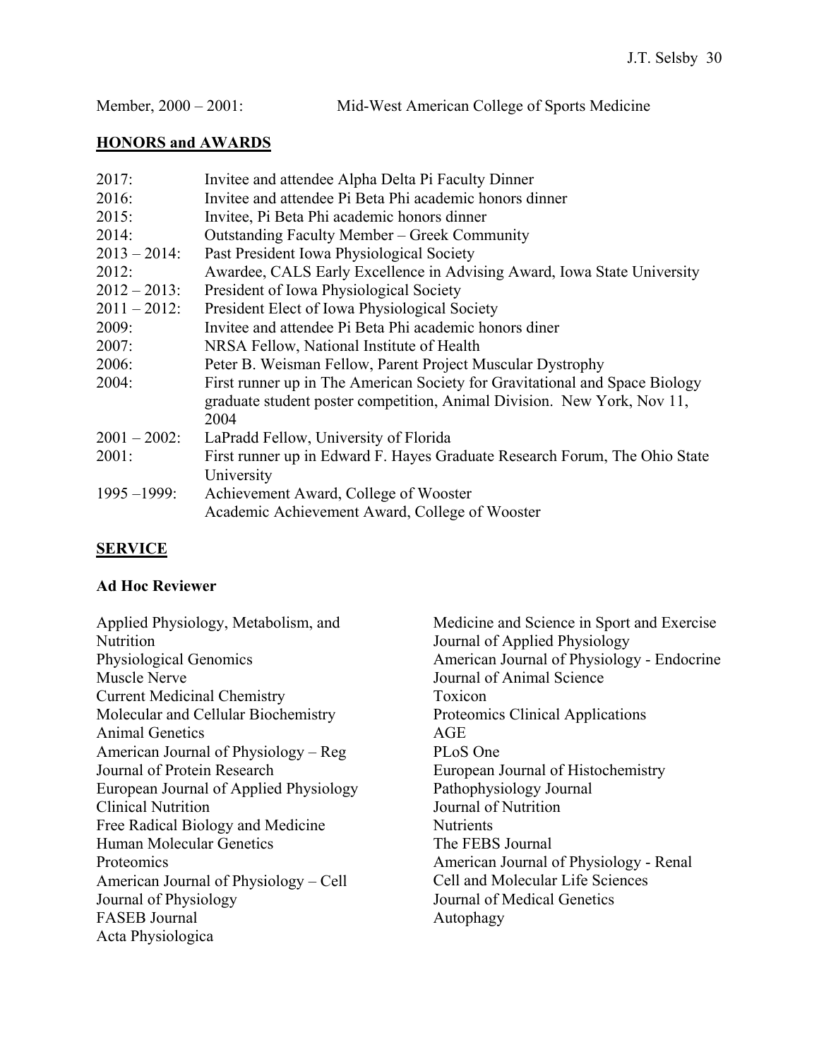Member, 2000 – 2001: Mid-West American College of Sports Medicine

## HONORS and AWARDS

| | |
|---|---|
| 2017: | Invitee and attendee Alpha Delta Pi Faculty Dinner |
| 2016: | Invitee and attendee Pi Beta Phi academic honors dinner |
| 2015: | Invitee, Pi Beta Phi academic honors dinner |
| 2014: | Outstanding Faculty Member – Greek Community |
| 2013 – 2014: | Past President Iowa Physiological Society |
| 2012: | Awardee, CALS Early Excellence in Advising Award, Iowa State University |
| 2012 – 2013: | President of Iowa Physiological Society |
| 2011 – 2012: | President Elect of Iowa Physiological Society |
| 2009: | Invitee and attendee Pi Beta Phi academic honors diner |
| 2007: | NRSA Fellow, National Institute of Health |
| 2006: | Peter B. Weisman Fellow, Parent Project Muscular Dystrophy |
| 2004: | First runner up in The American Society for Gravitational and Space Biology graduate student poster competition, Animal Division. New York, Nov 11, 2004 |
| 2001 – 2002: | LaPradd Fellow, University of Florida |
| 2001: | First runner up in Edward F. Hayes Graduate Research Forum, The Ohio State University |
| 1995 –1999: | Achievement Award, College of Wooster<br>Academic Achievement Award, College of Wooster |

## SERVICE

### Ad Hoc Reviewer

Applied Physiology, Metabolism, and Nutrition
Physiological Genomics
Muscle Nerve
Current Medicinal Chemistry
Molecular and Cellular Biochemistry
Animal Genetics
American Journal of Physiology – Reg
Journal of Protein Research
European Journal of Applied Physiology
Clinical Nutrition
Free Radical Biology and Medicine
Human Molecular Genetics
Proteomics
American Journal of Physiology – Cell
Journal of Physiology
FASEB Journal
Acta Physiologica
Medicine and Science in Sport and Exercise
Journal of Applied Physiology
American Journal of Physiology - Endocrine
Journal of Animal Science
Toxicon
Proteomics Clinical Applications
AGE
PLoS One
European Journal of Histochemistry
Pathophysiology Journal
Journal of Nutrition
Nutrients
The FEBS Journal
American Journal of Physiology - Renal
Cell and Molecular Life Sciences
Journal of Medical Genetics
Autophagy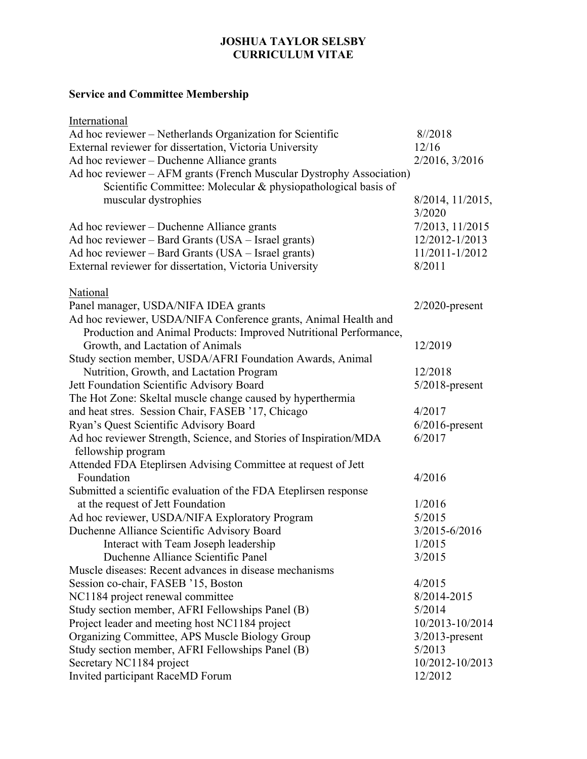# JOSHUA TAYLOR SELSBY
# CURRICULUM VITAE

## Service and Committee Membership

International

| | |
|---|---|
| Ad hoc reviewer – Netherlands Organization for Scientific | 8//2018 |
| External reviewer for dissertation, Victoria University | 12/16 |
| Ad hoc reviewer – Duchenne Alliance grants | 2/2016, 3/2016 |
| Ad hoc reviewer – AFM grants (French Muscular Dystrophy Association) Scientific Committee: Molecular & physiopathological basis of muscular dystrophies | 8/2014, 11/2015, 3/2020 |
| Ad hoc reviewer – Duchenne Alliance grants | 7/2013, 11/2015 |
| Ad hoc reviewer – Bard Grants (USA – Israel grants) | 12/2012-1/2013 |
| Ad hoc reviewer – Bard Grants (USA – Israel grants) | 11/2011-1/2012 |
| External reviewer for dissertation, Victoria University | 8/2011 |

National

| | |
|---|---|
| Panel manager, USDA/NIFA IDEA grants | 2/2020-present |
| Ad hoc reviewer, USDA/NIFA Conference grants, Animal Health and Production and Animal Products: Improved Nutritional Performance, Growth, and Lactation of Animals | 12/2019 |
| Study section member, USDA/AFRI Foundation Awards, Animal Nutrition, Growth, and Lactation Program | 12/2018 |
| Jett Foundation Scientific Advisory Board | 5/2018-present |
| The Hot Zone: Skeltal muscle change caused by hyperthermia and heat stres. Session Chair, FASEB '17, Chicago | 4/2017 |
| Ryan's Quest Scientific Advisory Board | 6/2016-present |
| Ad hoc reviewer Strength, Science, and Stories of Inspiration/MDA fellowship program | 6/2017 |
| Attended FDA Eteplirsen Advising Committee at request of Jett Foundation | 4/2016 |
| Submitted a scientific evaluation of the FDA Eteplirsen response at the request of Jett Foundation | 1/2016 |
| Ad hoc reviewer, USDA/NIFA Exploratory Program | 5/2015 |
| Duchenne Alliance Scientific Advisory Board | 3/2015-6/2016 |
| Interact with Team Joseph leadership | 1/2015 |
| Duchenne Alliance Scientific Panel | 3/2015 |
| Muscle diseases: Recent advances in disease mechanisms Session co-chair, FASEB '15, Boston | 4/2015 |
| NC1184 project renewal committee | 8/2014-2015 |
| Study section member, AFRI Fellowships Panel (B) | 5/2014 |
| Project leader and meeting host NC1184 project | 10/2013-10/2014 |
| Organizing Committee, APS Muscle Biology Group | 3/2013-present |
| Study section member, AFRI Fellowships Panel (B) | 5/2013 |
| Secretary NC1184 project | 10/2012-10/2013 |
| Invited participant RaceMD Forum | 12/2012 |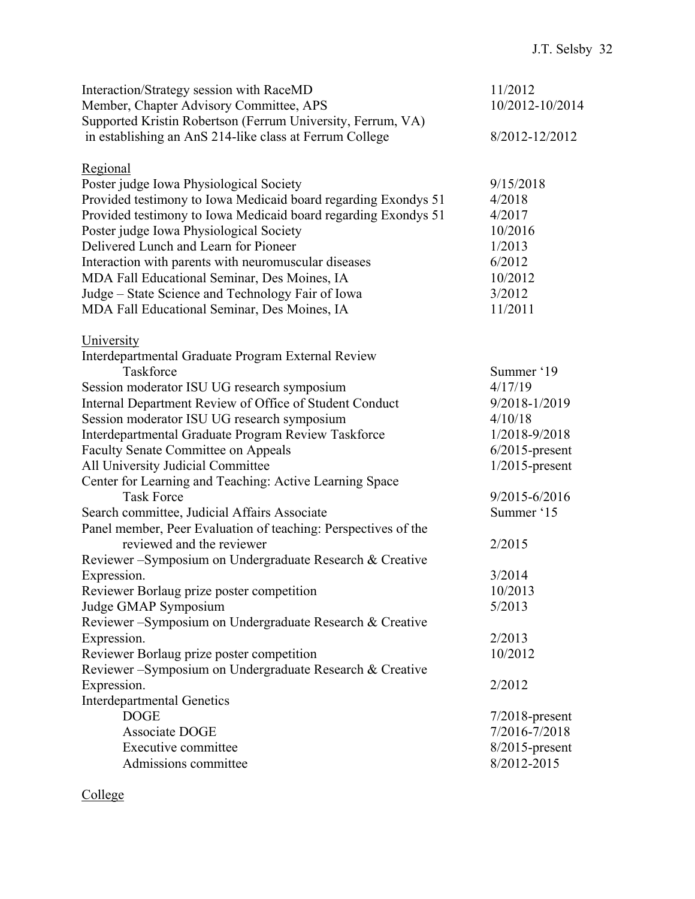| | |
|---|---|
| Interaction/Strategy session with RaceMD | 11/2012 |
| Member, Chapter Advisory Committee, APS | 10/2012-10/2014 |
| Supported Kristin Robertson (Ferrum University, Ferrum, VA) in establishing an AnS 214-like class at Ferrum College | 8/2012-12/2012 |

<u>Regional</u>

| | |
|---|---|
| Poster judge Iowa Physiological Society | 9/15/2018 |
| Provided testimony to Iowa Medicaid board regarding Exondys 51 | 4/2018 |
| Provided testimony to Iowa Medicaid board regarding Exondys 51 | 4/2017 |
| Poster judge Iowa Physiological Society | 10/2016 |
| Delivered Lunch and Learn for Pioneer | 1/2013 |
| Interaction with parents with neuromuscular diseases | 6/2012 |
| MDA Fall Educational Seminar, Des Moines, IA | 10/2012 |
| Judge – State Science and Technology Fair of Iowa | 3/2012 |
| MDA Fall Educational Seminar, Des Moines, IA | 11/2011 |

<u>University</u>

| | |
|---|---|
| Interdepartmental Graduate Program External Review Taskforce | Summer '19 |
| Session moderator ISU UG research symposium | 4/17/19 |
| Internal Department Review of Office of Student Conduct | 9/2018-1/2019 |
| Session moderator ISU UG research symposium | 4/10/18 |
| Interdepartmental Graduate Program Review Taskforce | 1/2018-9/2018 |
| Faculty Senate Committee on Appeals | 6/2015-present |
| All University Judicial Committee | 1/2015-present |
| Center for Learning and Teaching: Active Learning Space Task Force | 9/2015-6/2016 |
| Search committee, Judicial Affairs Associate | Summer '15 |
| Panel member, Peer Evaluation of teaching: Perspectives of the reviewed and the reviewer | 2/2015 |
| Reviewer –Symposium on Undergraduate Research & Creative Expression. | 3/2014 |
| Reviewer Borlaug prize poster competition | 10/2013 |
| Judge GMAP Symposium | 5/2013 |
| Reviewer –Symposium on Undergraduate Research & Creative Expression. | 2/2013 |
| Reviewer Borlaug prize poster competition | 10/2012 |
| Reviewer –Symposium on Undergraduate Research & Creative Expression. | 2/2012 |
| Interdepartmental Genetics | |
| DOGE | 7/2018-present |
| Associate DOGE | 7/2016-7/2018 |
| Executive committee | 8/2015-present |
| Admissions committee | 8/2012-2015 |

<u>College</u>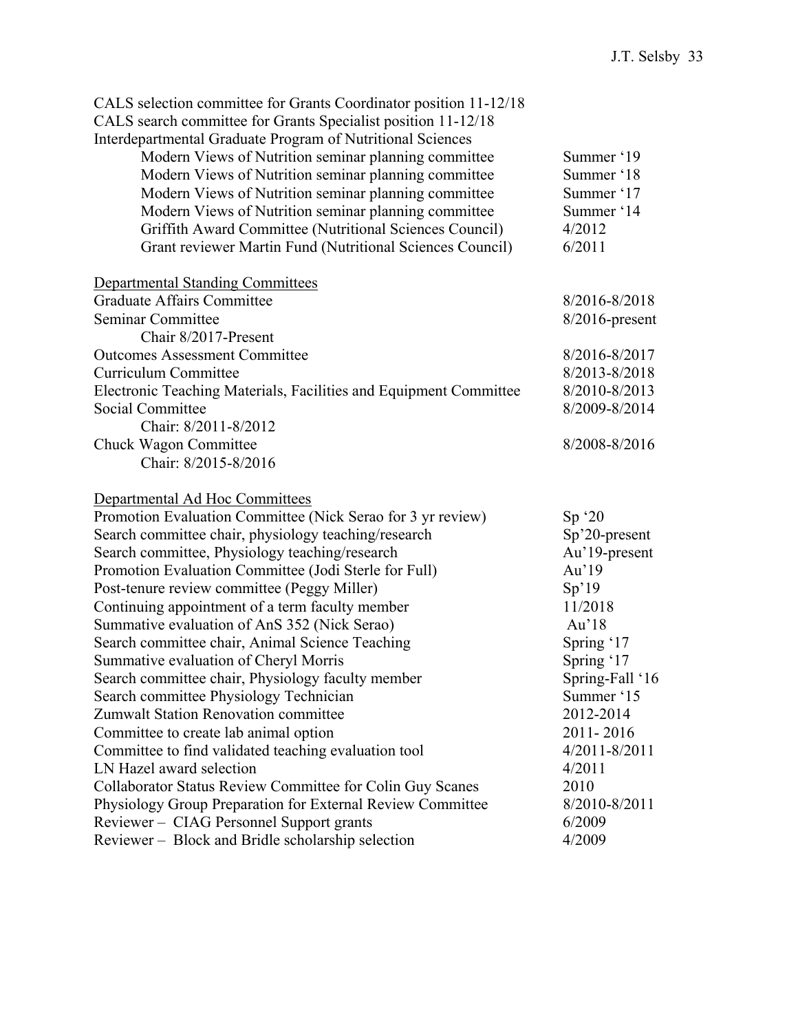CALS selection committee for Grants Coordinator position 11-12/18
CALS search committee for Grants Specialist position 11-12/18
Interdepartmental Graduate Program of Nutritional Sciences

| | |
|---|---|
| Modern Views of Nutrition seminar planning committee | Summer '19 |
| Modern Views of Nutrition seminar planning committee | Summer '18 |
| Modern Views of Nutrition seminar planning committee | Summer '17 |
| Modern Views of Nutrition seminar planning committee | Summer '14 |
| Griffith Award Committee (Nutritional Sciences Council) | 4/2012 |
| Grant reviewer Martin Fund (Nutritional Sciences Council) | 6/2011 |

<u>Departmental Standing Committees</u>

| | |
|---|---|
| Graduate Affairs Committee | 8/2016-8/2018 |
| Seminar Committee | 8/2016-present |
| Chair 8/2017-Present | |
| Outcomes Assessment Committee | 8/2016-8/2017 |
| Curriculum Committee | 8/2013-8/2018 |
| Electronic Teaching Materials, Facilities and Equipment Committee | 8/2010-8/2013 |
| Social Committee | 8/2009-8/2014 |
| Chair: 8/2011-8/2012 | |
| Chuck Wagon Committee | 8/2008-8/2016 |
| Chair: 8/2015-8/2016 | |

<u>Departmental Ad Hoc Committees</u>

| | |
|---|---|
| Promotion Evaluation Committee (Nick Serao for 3 yr review) | Sp '20 |
| Search committee chair, physiology teaching/research | Sp'20-present |
| Search committee, Physiology teaching/research | Au'19-present |
| Promotion Evaluation Committee (Jodi Sterle for Full) | Au'19 |
| Post-tenure review committee (Peggy Miller) | Sp'19 |
| Continuing appointment of a term faculty member | 11/2018 |
| Summative evaluation of AnS 352 (Nick Serao) | Au'18 |
| Search committee chair, Animal Science Teaching | Spring '17 |
| Summative evaluation of Cheryl Morris | Spring '17 |
| Search committee chair, Physiology faculty member | Spring-Fall '16 |
| Search committee Physiology Technician | Summer '15 |
| Zumwalt Station Renovation committee | 2012-2014 |
| Committee to create lab animal option | 2011- 2016 |
| Committee to find validated teaching evaluation tool | 4/2011-8/2011 |
| LN Hazel award selection | 4/2011 |
| Collaborator Status Review Committee for Colin Guy Scanes | 2010 |
| Physiology Group Preparation for External Review Committee | 8/2010-8/2011 |
| Reviewer – CIAG Personnel Support grants | 6/2009 |
| Reviewer – Block and Bridle scholarship selection | 4/2009 |